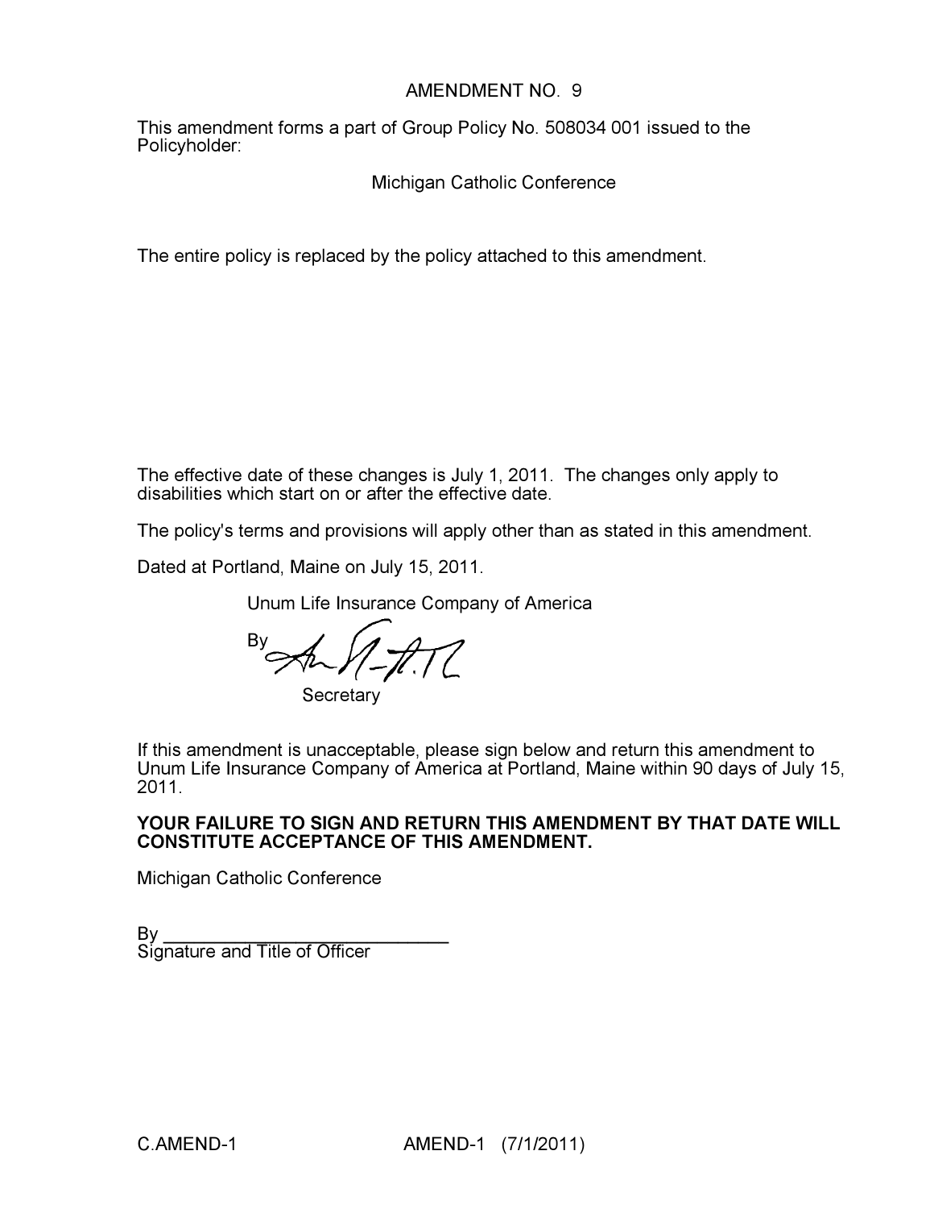# AMENDMENT NO. 9

This amendment forms a part of Group Policy No. 508034 001 issued to the Policyholder:

Michigan Catholic Conference

The entire policy is replaced by the policy attached to this amendment.

The effective date of these changes is July 1, 2011. The changes only apply to disabilities which start on or after the effective date.

The policy's terms and provisions will apply other than as stated in this amendment.

Dated at Portland, Maine on July 15, 2011.

Unum Life Insurance Company of America

By

Secretary

If this amendment is unacceptable, please sign below and return this amendment to Unum Life Insurance Company of America at Portland, Maine within 90 days of July 15, 2011.

**YOUR FAILURE TO SIGN AND RETURN THIS AMENDMENT BY THAT DATE WILL CONSTITUTE ACCEPTANCE OF THIS AMENDMENT.**

Michigan Catholic Conference

By ____________________________
Signature and Title of Officer

C.AMEND-1 AMEND-1 (7/1/2011)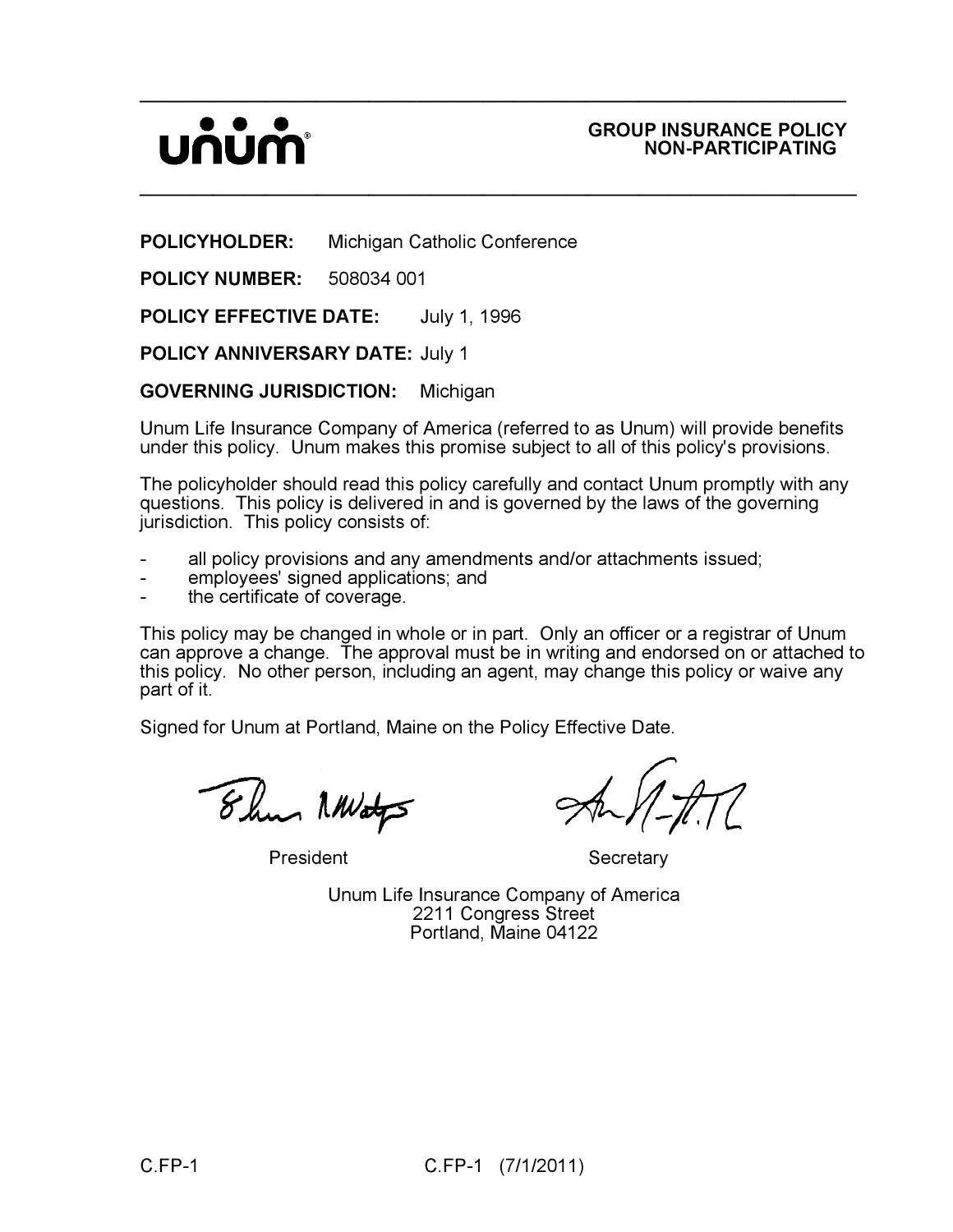unum

**GROUP INSURANCE POLICY**
**NON-PARTICIPATING**

**POLICYHOLDER:** Michigan Catholic Conference

**POLICY NUMBER:** 508034 001

**POLICY EFFECTIVE DATE:** July 1, 1996

**POLICY ANNIVERSARY DATE:** July 1

**GOVERNING JURISDICTION:** Michigan

Unum Life Insurance Company of America (referred to as Unum) will provide benefits under this policy. Unum makes this promise subject to all of this policy's provisions.

The policyholder should read this policy carefully and contact Unum promptly with any questions. This policy is delivered in and is governed by the laws of the governing jurisdiction. This policy consists of:

- all policy provisions and any amendments and/or attachments issued;
- employees' signed applications; and
- the certificate of coverage.

This policy may be changed in whole or in part. Only an officer or a registrar of Unum can approve a change. The approval must be in writing and endorsed on or attached to this policy. No other person, including an agent, may change this policy or waive any part of it.

Signed for Unum at Portland, Maine on the Policy Effective Date.

President Secretary

Unum Life Insurance Company of America
2211 Congress Street
Portland, Maine 04122

C.FP-1 C.FP-1 (7/1/2011)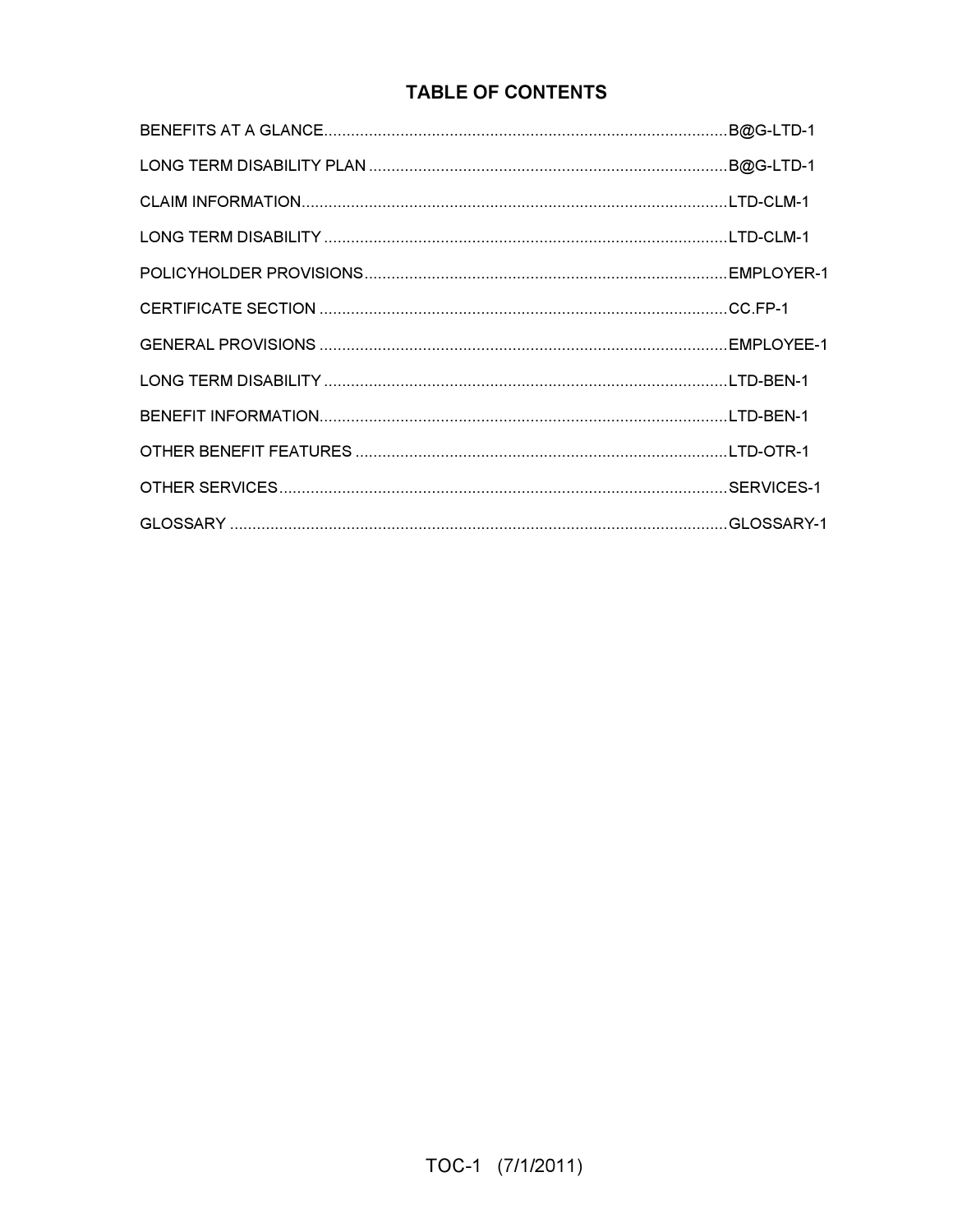# TABLE OF CONTENTS

| Section | Page |
| --- | --- |
| BENEFITS AT A GLANCE | B@G-LTD-1 |
| LONG TERM DISABILITY PLAN | B@G-LTD-1 |
| CLAIM INFORMATION | LTD-CLM-1 |
| LONG TERM DISABILITY | LTD-CLM-1 |
| POLICYHOLDER PROVISIONS | EMPLOYER-1 |
| CERTIFICATE SECTION | CC.FP-1 |
| GENERAL PROVISIONS | EMPLOYEE-1 |
| LONG TERM DISABILITY | LTD-BEN-1 |
| BENEFIT INFORMATION | LTD-BEN-1 |
| OTHER BENEFIT FEATURES | LTD-OTR-1 |
| OTHER SERVICES | SERVICES-1 |
| GLOSSARY | GLOSSARY-1 |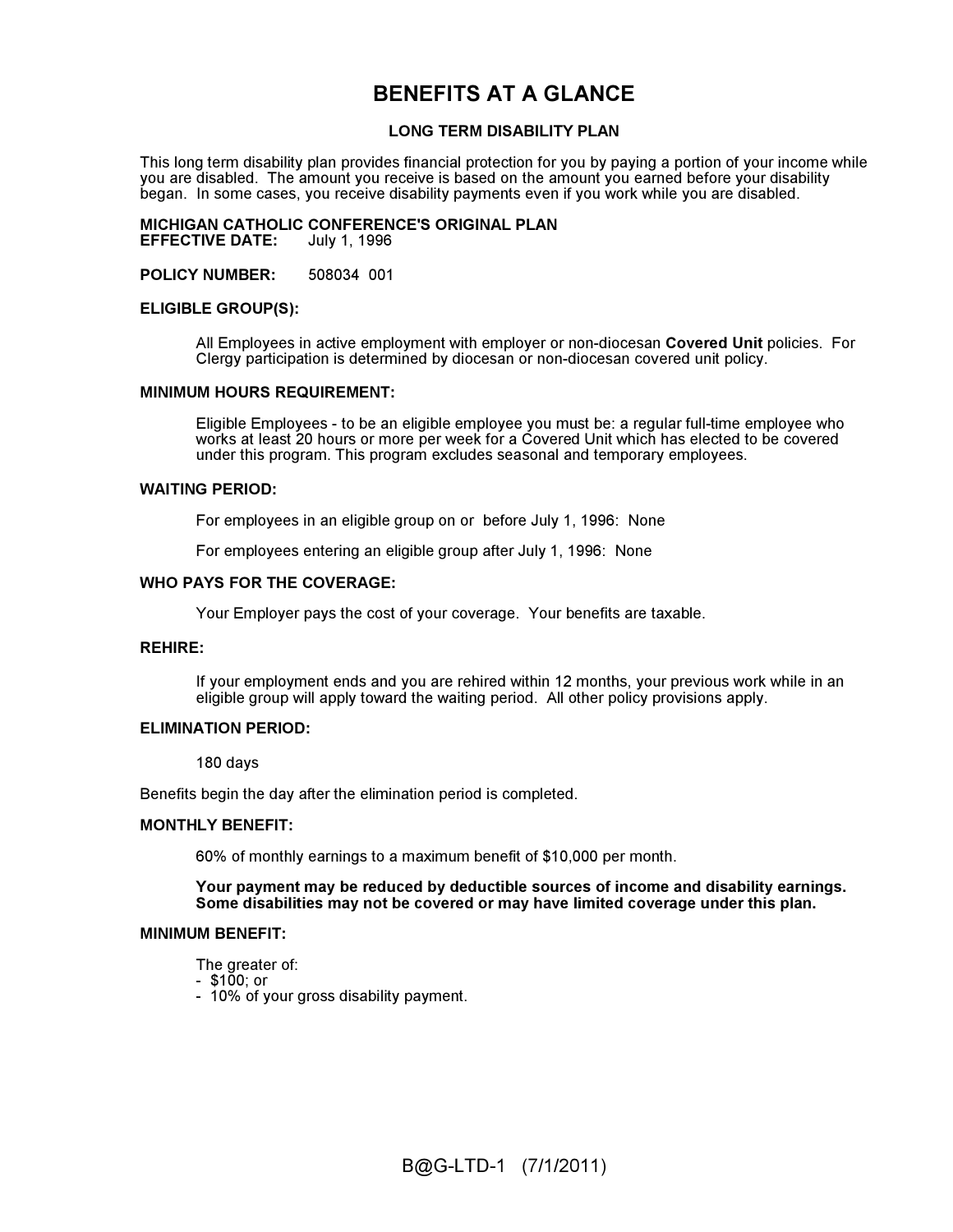# BENEFITS AT A GLANCE

## LONG TERM DISABILITY PLAN

This long term disability plan provides financial protection for you by paying a portion of your income while you are disabled. The amount you receive is based on the amount you earned before your disability began. In some cases, you receive disability payments even if you work while you are disabled.

**MICHIGAN CATHOLIC CONFERENCE'S ORIGINAL PLAN**
**EFFECTIVE DATE:** July 1, 1996

**POLICY NUMBER:** 508034 001

**ELIGIBLE GROUP(S):**

All Employees in active employment with employer or non-diocesan **Covered Unit** policies. For Clergy participation is determined by diocesan or non-diocesan covered unit policy.

**MINIMUM HOURS REQUIREMENT:**

Eligible Employees - to be an eligible employee you must be: a regular full-time employee who works at least 20 hours or more per week for a Covered Unit which has elected to be covered under this program. This program excludes seasonal and temporary employees.

**WAITING PERIOD:**

For employees in an eligible group on or before July 1, 1996: None

For employees entering an eligible group after July 1, 1996: None

**WHO PAYS FOR THE COVERAGE:**

Your Employer pays the cost of your coverage. Your benefits are taxable.

**REHIRE:**

If your employment ends and you are rehired within 12 months, your previous work while in an eligible group will apply toward the waiting period. All other policy provisions apply.

**ELIMINATION PERIOD:**

180 days

Benefits begin the day after the elimination period is completed.

**MONTHLY BENEFIT:**

60% of monthly earnings to a maximum benefit of $10,000 per month.

**Your payment may be reduced by deductible sources of income and disability earnings. Some disabilities may not be covered or may have limited coverage under this plan.**

**MINIMUM BENEFIT:**

The greater of:
- $100; or
- 10% of your gross disability payment.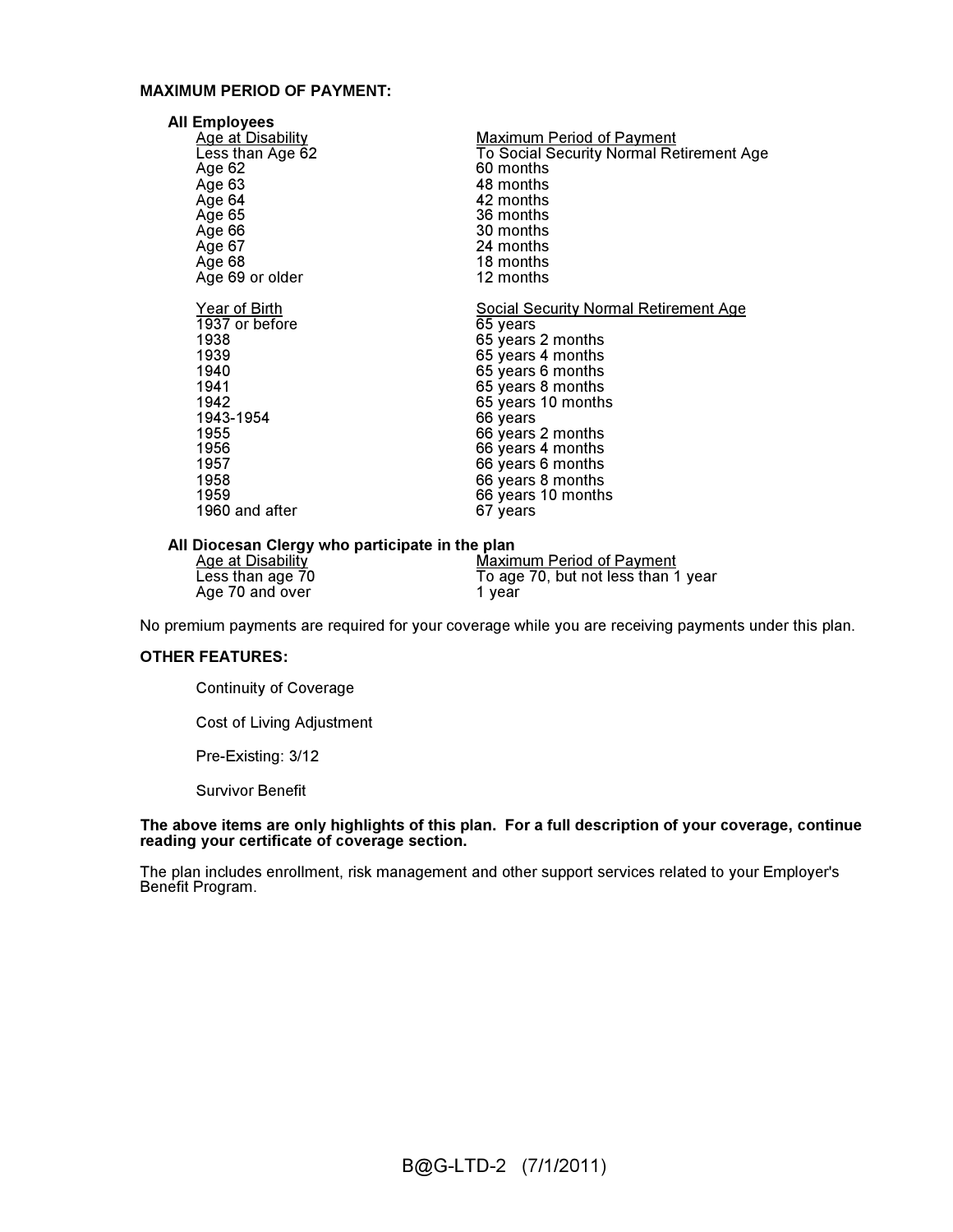**MAXIMUM PERIOD OF PAYMENT:**

**All Employees**

| Age at Disability | Maximum Period of Payment |
|---|---|
| Less than Age 62 | To Social Security Normal Retirement Age |
| Age 62 | 60 months |
| Age 63 | 48 months |
| Age 64 | 42 months |
| Age 65 | 36 months |
| Age 66 | 30 months |
| Age 67 | 24 months |
| Age 68 | 18 months |
| Age 69 or older | 12 months |

| Year of Birth | Social Security Normal Retirement Age |
|---|---|
| 1937 or before | 65 years |
| 1938 | 65 years 2 months |
| 1939 | 65 years 4 months |
| 1940 | 65 years 6 months |
| 1941 | 65 years 8 months |
| 1942 | 65 years 10 months |
| 1943-1954 | 66 years |
| 1955 | 66 years 2 months |
| 1956 | 66 years 4 months |
| 1957 | 66 years 6 months |
| 1958 | 66 years 8 months |
| 1959 | 66 years 10 months |
| 1960 and after | 67 years |

**All Diocesan Clergy who participate in the plan**

| Age at Disability | Maximum Period of Payment |
|---|---|
| Less than age 70 | To age 70, but not less than 1 year |
| Age 70 and over | 1 year |

No premium payments are required for your coverage while you are receiving payments under this plan.

**OTHER FEATURES:**

Continuity of Coverage

Cost of Living Adjustment

Pre-Existing: 3/12

Survivor Benefit

**The above items are only highlights of this plan. For a full description of your coverage, continue reading your certificate of coverage section.**

The plan includes enrollment, risk management and other support services related to your Employer's Benefit Program.

B@G-LTD-2 (7/1/2011)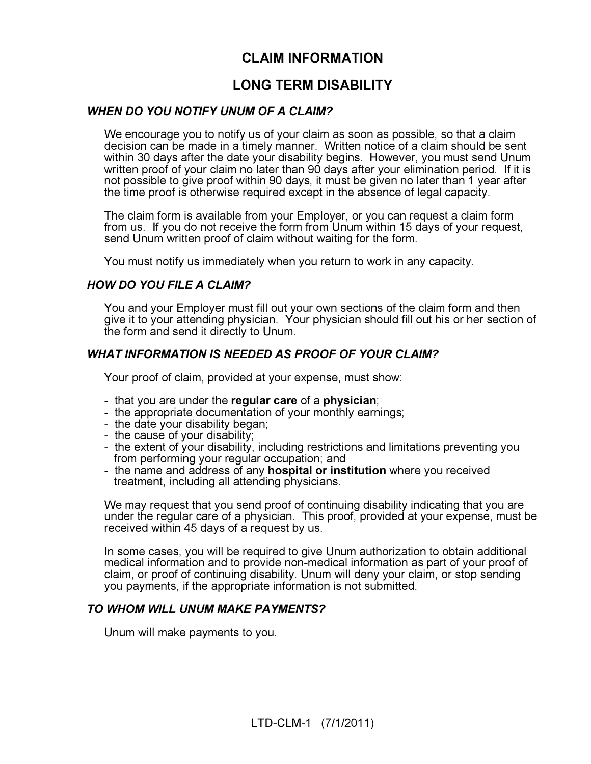# CLAIM INFORMATION

## LONG TERM DISABILITY

### *WHEN DO YOU NOTIFY UNUM OF A CLAIM?*

We encourage you to notify us of your claim as soon as possible, so that a claim decision can be made in a timely manner. Written notice of a claim should be sent within 30 days after the date your disability begins. However, you must send Unum written proof of your claim no later than 90 days after your elimination period. If it is not possible to give proof within 90 days, it must be given no later than 1 year after the time proof is otherwise required except in the absence of legal capacity.

The claim form is available from your Employer, or you can request a claim form from us. If you do not receive the form from Unum within 15 days of your request, send Unum written proof of claim without waiting for the form.

You must notify us immediately when you return to work in any capacity.

### *HOW DO YOU FILE A CLAIM?*

You and your Employer must fill out your own sections of the claim form and then give it to your attending physician. Your physician should fill out his or her section of the form and send it directly to Unum.

### *WHAT INFORMATION IS NEEDED AS PROOF OF YOUR CLAIM?*

Your proof of claim, provided at your expense, must show:

- that you are under the **regular care** of a **physician**;
- the appropriate documentation of your monthly earnings;
- the date your disability began;
- the cause of your disability;
- the extent of your disability, including restrictions and limitations preventing you from performing your regular occupation; and
- the name and address of any **hospital or institution** where you received treatment, including all attending physicians.

We may request that you send proof of continuing disability indicating that you are under the regular care of a physician. This proof, provided at your expense, must be received within 45 days of a request by us.

In some cases, you will be required to give Unum authorization to obtain additional medical information and to provide non-medical information as part of your proof of claim, or proof of continuing disability. Unum will deny your claim, or stop sending you payments, if the appropriate information is not submitted.

### *TO WHOM WILL UNUM MAKE PAYMENTS?*

Unum will make payments to you.

LTD-CLM-1 (7/1/2011)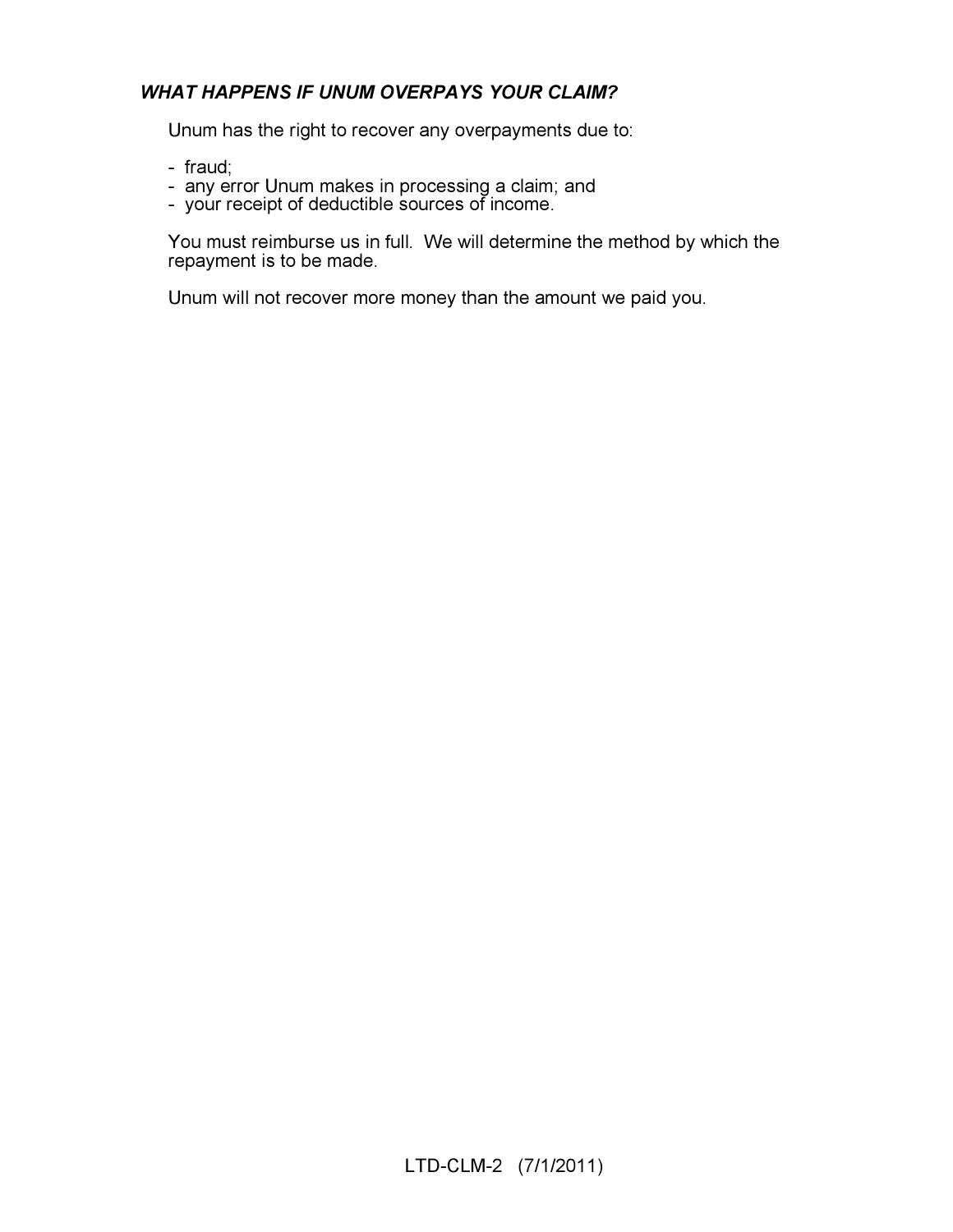### *WHAT HAPPENS IF UNUM OVERPAYS YOUR CLAIM?*

Unum has the right to recover any overpayments due to:

- fraud;
- any error Unum makes in processing a claim; and
- your receipt of deductible sources of income.

You must reimburse us in full. We will determine the method by which the repayment is to be made.

Unum will not recover more money than the amount we paid you.

LTD-CLM-2 (7/1/2011)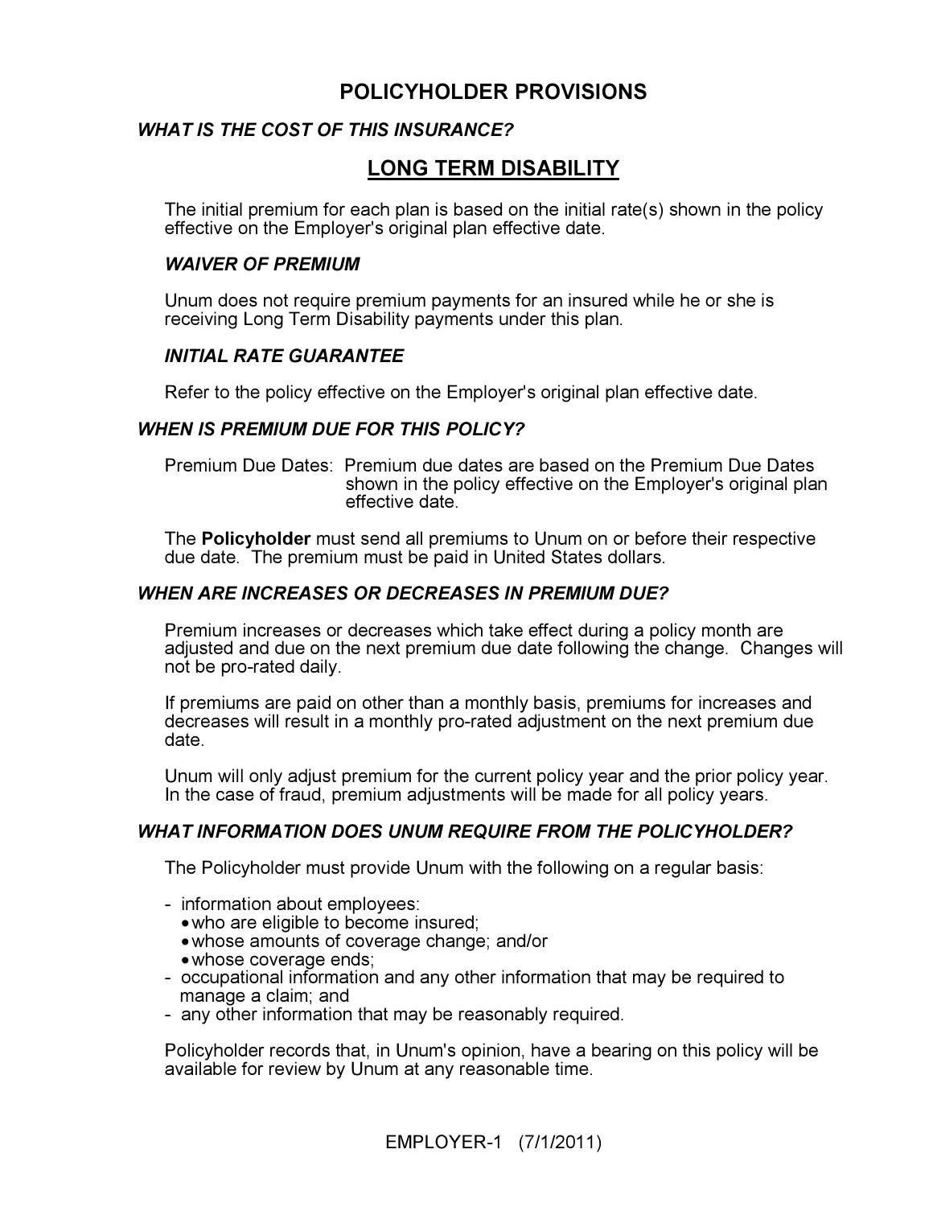# POLICYHOLDER PROVISIONS

### *WHAT IS THE COST OF THIS INSURANCE?*

## LONG TERM DISABILITY

The initial premium for each plan is based on the initial rate(s) shown in the policy effective on the Employer's original plan effective date.

#### *WAIVER OF PREMIUM*

Unum does not require premium payments for an insured while he or she is receiving Long Term Disability payments under this plan.

#### *INITIAL RATE GUARANTEE*

Refer to the policy effective on the Employer's original plan effective date.

### *WHEN IS PREMIUM DUE FOR THIS POLICY?*

Premium Due Dates: Premium due dates are based on the Premium Due Dates shown in the policy effective on the Employer's original plan effective date.

The **Policyholder** must send all premiums to Unum on or before their respective due date. The premium must be paid in United States dollars.

### *WHEN ARE INCREASES OR DECREASES IN PREMIUM DUE?*

Premium increases or decreases which take effect during a policy month are adjusted and due on the next premium due date following the change. Changes will not be pro-rated daily.

If premiums are paid on other than a monthly basis, premiums for increases and decreases will result in a monthly pro-rated adjustment on the next premium due date.

Unum will only adjust premium for the current policy year and the prior policy year. In the case of fraud, premium adjustments will be made for all policy years.

### *WHAT INFORMATION DOES UNUM REQUIRE FROM THE POLICYHOLDER?*

The Policyholder must provide Unum with the following on a regular basis:

- information about employees:
  - who are eligible to become insured;
  - whose amounts of coverage change; and/or
  - whose coverage ends;
- occupational information and any other information that may be required to manage a claim; and
- any other information that may be reasonably required.

Policyholder records that, in Unum's opinion, have a bearing on this policy will be available for review by Unum at any reasonable time.

EMPLOYER-1 (7/1/2011)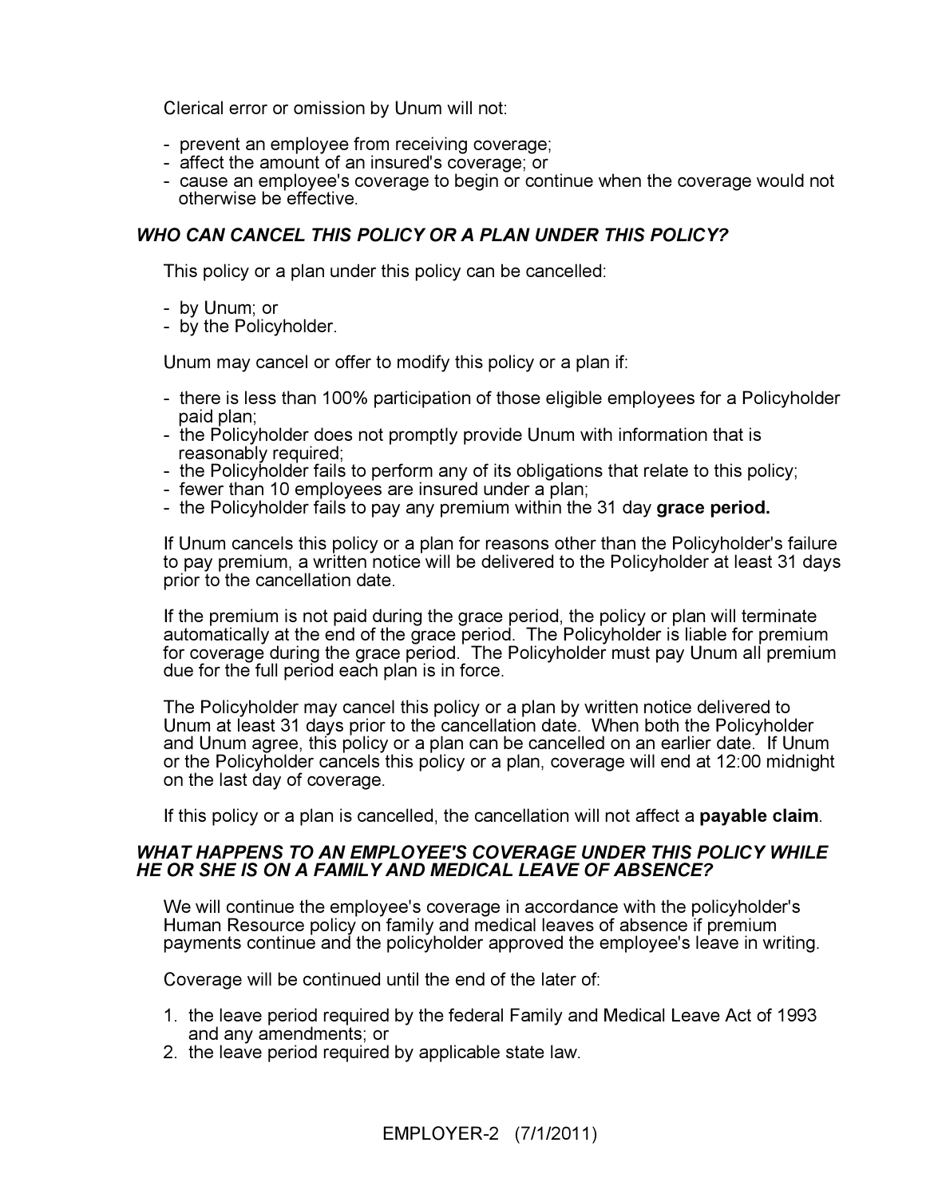Clerical error or omission by Unum will not:

- prevent an employee from receiving coverage;
- affect the amount of an insured's coverage; or
- cause an employee's coverage to begin or continue when the coverage would not otherwise be effective.

### *WHO CAN CANCEL THIS POLICY OR A PLAN UNDER THIS POLICY?*

This policy or a plan under this policy can be cancelled:

- by Unum; or
- by the Policyholder.

Unum may cancel or offer to modify this policy or a plan if:

- there is less than 100% participation of those eligible employees for a Policyholder paid plan;
- the Policyholder does not promptly provide Unum with information that is reasonably required;
- the Policyholder fails to perform any of its obligations that relate to this policy;
- fewer than 10 employees are insured under a plan;
- the Policyholder fails to pay any premium within the 31 day **grace period.**

If Unum cancels this policy or a plan for reasons other than the Policyholder's failure to pay premium, a written notice will be delivered to the Policyholder at least 31 days prior to the cancellation date.

If the premium is not paid during the grace period, the policy or plan will terminate automatically at the end of the grace period. The Policyholder is liable for premium for coverage during the grace period. The Policyholder must pay Unum all premium due for the full period each plan is in force.

The Policyholder may cancel this policy or a plan by written notice delivered to Unum at least 31 days prior to the cancellation date. When both the Policyholder and Unum agree, this policy or a plan can be cancelled on an earlier date. If Unum or the Policyholder cancels this policy or a plan, coverage will end at 12:00 midnight on the last day of coverage.

If this policy or a plan is cancelled, the cancellation will not affect a **payable claim**.

### *WHAT HAPPENS TO AN EMPLOYEE'S COVERAGE UNDER THIS POLICY WHILE HE OR SHE IS ON A FAMILY AND MEDICAL LEAVE OF ABSENCE?*

We will continue the employee's coverage in accordance with the policyholder's Human Resource policy on family and medical leaves of absence if premium payments continue and the policyholder approved the employee's leave in writing.

Coverage will be continued until the end of the later of:

1. the leave period required by the federal Family and Medical Leave Act of 1993 and any amendments; or
2. the leave period required by applicable state law.

EMPLOYER-2 (7/1/2011)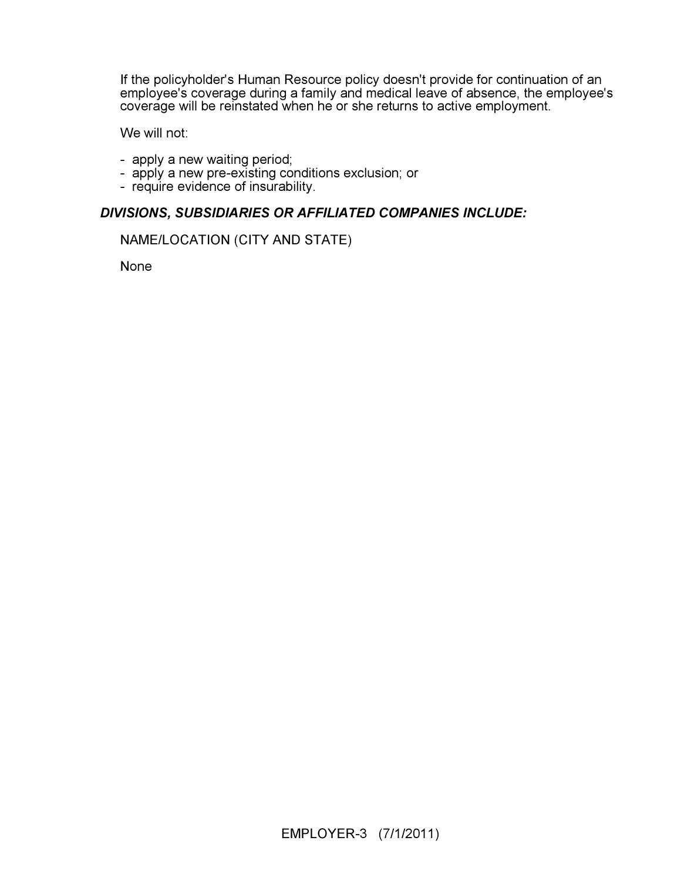If the policyholder's Human Resource policy doesn't provide for continuation of an employee's coverage during a family and medical leave of absence, the employee's coverage will be reinstated when he or she returns to active employment.

We will not:

- apply a new waiting period;
- apply a new pre-existing conditions exclusion; or
- require evidence of insurability.

### *DIVISIONS, SUBSIDIARIES OR AFFILIATED COMPANIES INCLUDE:*

NAME/LOCATION (CITY AND STATE)

None

EMPLOYER-3 (7/1/2011)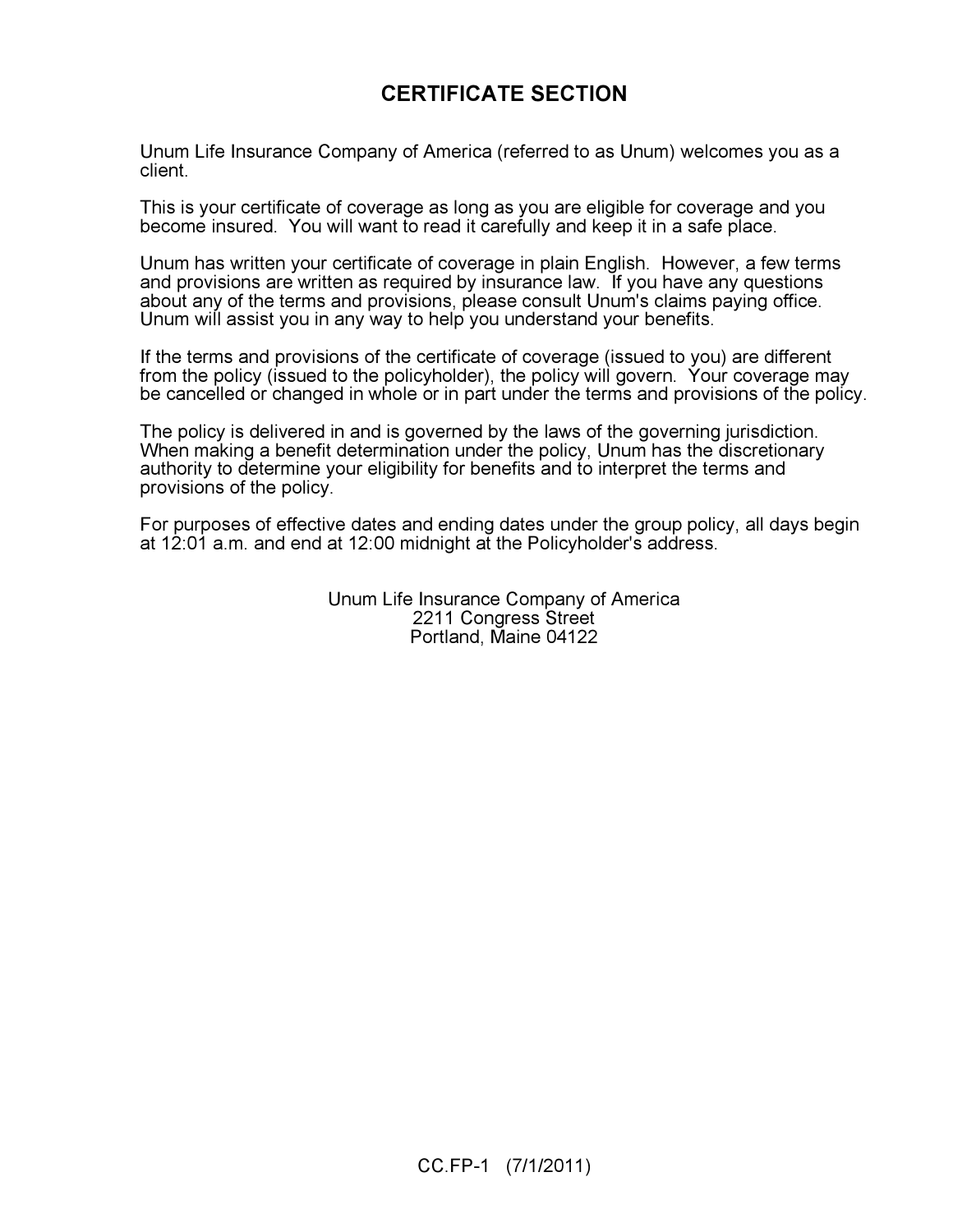# CERTIFICATE SECTION

Unum Life Insurance Company of America (referred to as Unum) welcomes you as a client.

This is your certificate of coverage as long as you are eligible for coverage and you become insured. You will want to read it carefully and keep it in a safe place.

Unum has written your certificate of coverage in plain English. However, a few terms and provisions are written as required by insurance law. If you have any questions about any of the terms and provisions, please consult Unum's claims paying office. Unum will assist you in any way to help you understand your benefits.

If the terms and provisions of the certificate of coverage (issued to you) are different from the policy (issued to the policyholder), the policy will govern. Your coverage may be cancelled or changed in whole or in part under the terms and provisions of the policy.

The policy is delivered in and is governed by the laws of the governing jurisdiction. When making a benefit determination under the policy, Unum has the discretionary authority to determine your eligibility for benefits and to interpret the terms and provisions of the policy.

For purposes of effective dates and ending dates under the group policy, all days begin at 12:01 a.m. and end at 12:00 midnight at the Policyholder's address.

Unum Life Insurance Company of America
2211 Congress Street
Portland, Maine 04122

CC.FP-1 (7/1/2011)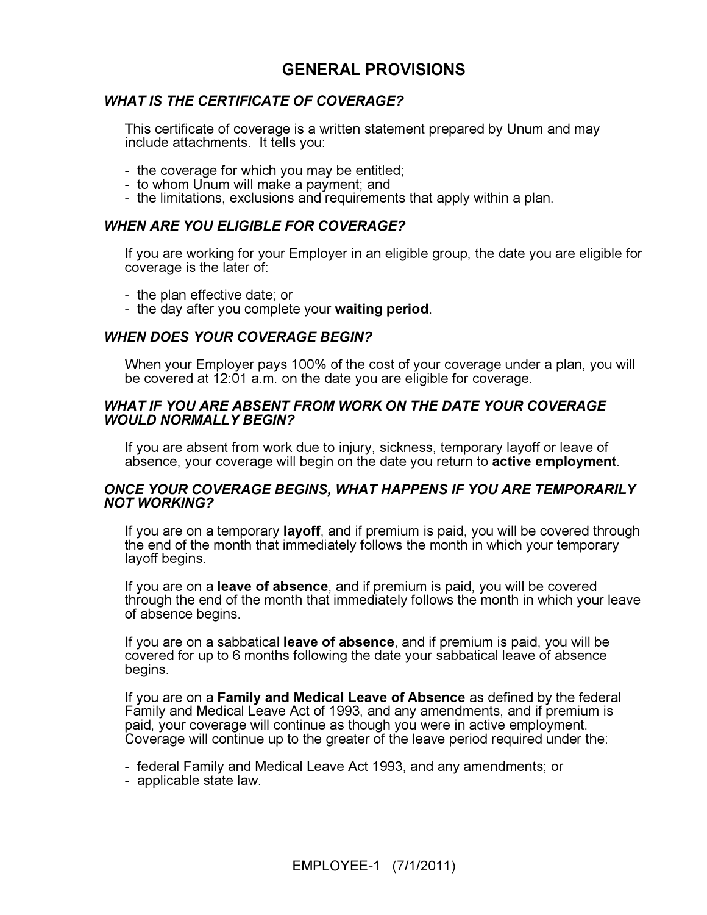# GENERAL PROVISIONS

### *WHAT IS THE CERTIFICATE OF COVERAGE?*

This certificate of coverage is a written statement prepared by Unum and may include attachments. It tells you:

- the coverage for which you may be entitled;
- to whom Unum will make a payment; and
- the limitations, exclusions and requirements that apply within a plan.

### *WHEN ARE YOU ELIGIBLE FOR COVERAGE?*

If you are working for your Employer in an eligible group, the date you are eligible for coverage is the later of:

- the plan effective date; or
- the day after you complete your **waiting period**.

### *WHEN DOES YOUR COVERAGE BEGIN?*

When your Employer pays 100% of the cost of your coverage under a plan, you will be covered at 12:01 a.m. on the date you are eligible for coverage.

### *WHAT IF YOU ARE ABSENT FROM WORK ON THE DATE YOUR COVERAGE WOULD NORMALLY BEGIN?*

If you are absent from work due to injury, sickness, temporary layoff or leave of absence, your coverage will begin on the date you return to **active employment**.

### *ONCE YOUR COVERAGE BEGINS, WHAT HAPPENS IF YOU ARE TEMPORARILY NOT WORKING?*

If you are on a temporary **layoff**, and if premium is paid, you will be covered through the end of the month that immediately follows the month in which your temporary layoff begins.

If you are on a **leave of absence**, and if premium is paid, you will be covered through the end of the month that immediately follows the month in which your leave of absence begins.

If you are on a sabbatical **leave of absence**, and if premium is paid, you will be covered for up to 6 months following the date your sabbatical leave of absence begins.

If you are on a **Family and Medical Leave of Absence** as defined by the federal Family and Medical Leave Act of 1993, and any amendments, and if premium is paid, your coverage will continue as though you were in active employment. Coverage will continue up to the greater of the leave period required under the:

- federal Family and Medical Leave Act 1993, and any amendments; or
- applicable state law.

EMPLOYEE-1 (7/1/2011)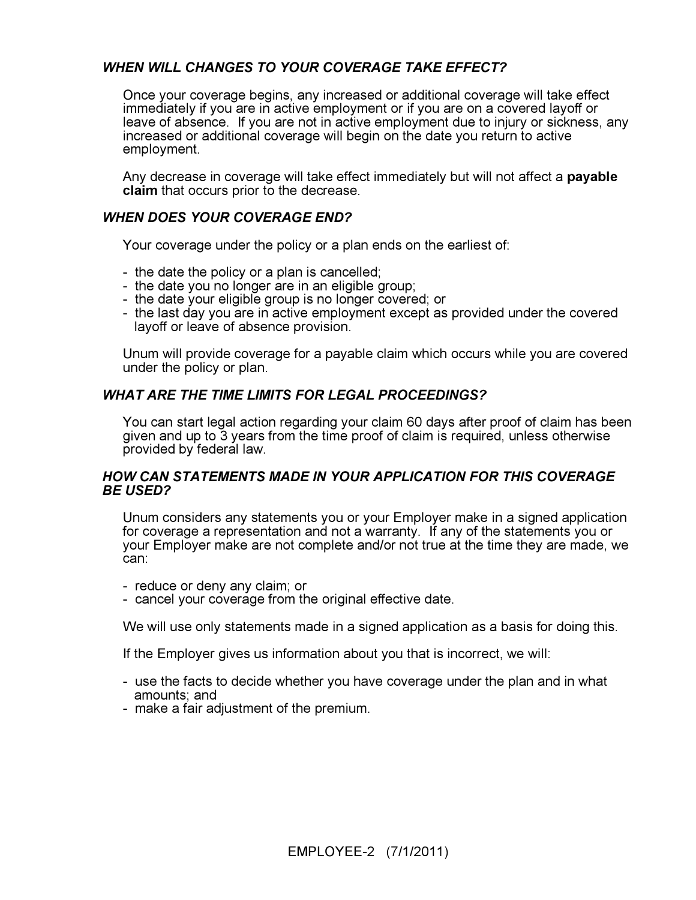### *WHEN WILL CHANGES TO YOUR COVERAGE TAKE EFFECT?*

Once your coverage begins, any increased or additional coverage will take effect immediately if you are in active employment or if you are on a covered layoff or leave of absence. If you are not in active employment due to injury or sickness, any increased or additional coverage will begin on the date you return to active employment.

Any decrease in coverage will take effect immediately but will not affect a **payable claim** that occurs prior to the decrease.

### *WHEN DOES YOUR COVERAGE END?*

Your coverage under the policy or a plan ends on the earliest of:

- the date the policy or a plan is cancelled;
- the date you no longer are in an eligible group;
- the date your eligible group is no longer covered; or
- the last day you are in active employment except as provided under the covered layoff or leave of absence provision.

Unum will provide coverage for a payable claim which occurs while you are covered under the policy or plan.

### *WHAT ARE THE TIME LIMITS FOR LEGAL PROCEEDINGS?*

You can start legal action regarding your claim 60 days after proof of claim has been given and up to 3 years from the time proof of claim is required, unless otherwise provided by federal law.

### *HOW CAN STATEMENTS MADE IN YOUR APPLICATION FOR THIS COVERAGE BE USED?*

Unum considers any statements you or your Employer make in a signed application for coverage a representation and not a warranty. If any of the statements you or your Employer make are not complete and/or not true at the time they are made, we can:

- reduce or deny any claim; or
- cancel your coverage from the original effective date.

We will use only statements made in a signed application as a basis for doing this.

If the Employer gives us information about you that is incorrect, we will:

- use the facts to decide whether you have coverage under the plan and in what amounts; and
- make a fair adjustment of the premium.

EMPLOYEE-2 (7/1/2011)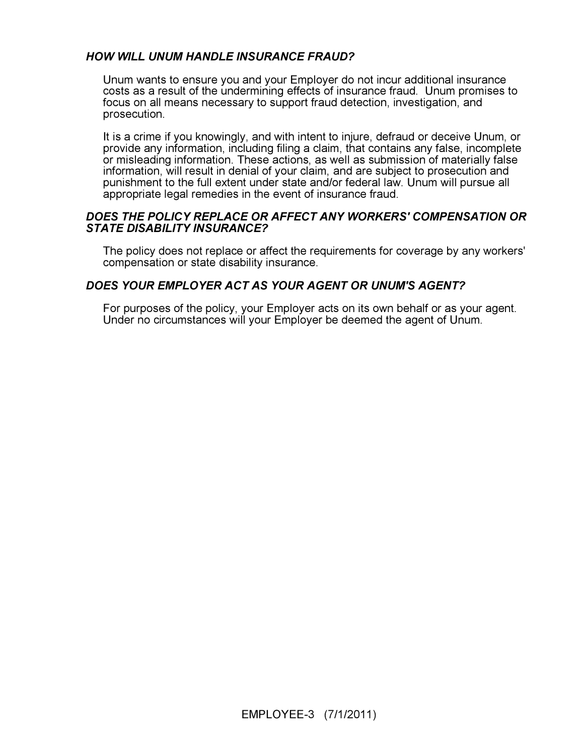### *HOW WILL UNUM HANDLE INSURANCE FRAUD?*

Unum wants to ensure you and your Employer do not incur additional insurance costs as a result of the undermining effects of insurance fraud. Unum promises to focus on all means necessary to support fraud detection, investigation, and prosecution.

It is a crime if you knowingly, and with intent to injure, defraud or deceive Unum, or provide any information, including filing a claim, that contains any false, incomplete or misleading information. These actions, as well as submission of materially false information, will result in denial of your claim, and are subject to prosecution and punishment to the full extent under state and/or federal law. Unum will pursue all appropriate legal remedies in the event of insurance fraud.

### *DOES THE POLICY REPLACE OR AFFECT ANY WORKERS' COMPENSATION OR STATE DISABILITY INSURANCE?*

The policy does not replace or affect the requirements for coverage by any workers' compensation or state disability insurance.

### *DOES YOUR EMPLOYER ACT AS YOUR AGENT OR UNUM'S AGENT?*

For purposes of the policy, your Employer acts on its own behalf or as your agent. Under no circumstances will your Employer be deemed the agent of Unum.

EMPLOYEE-3 (7/1/2011)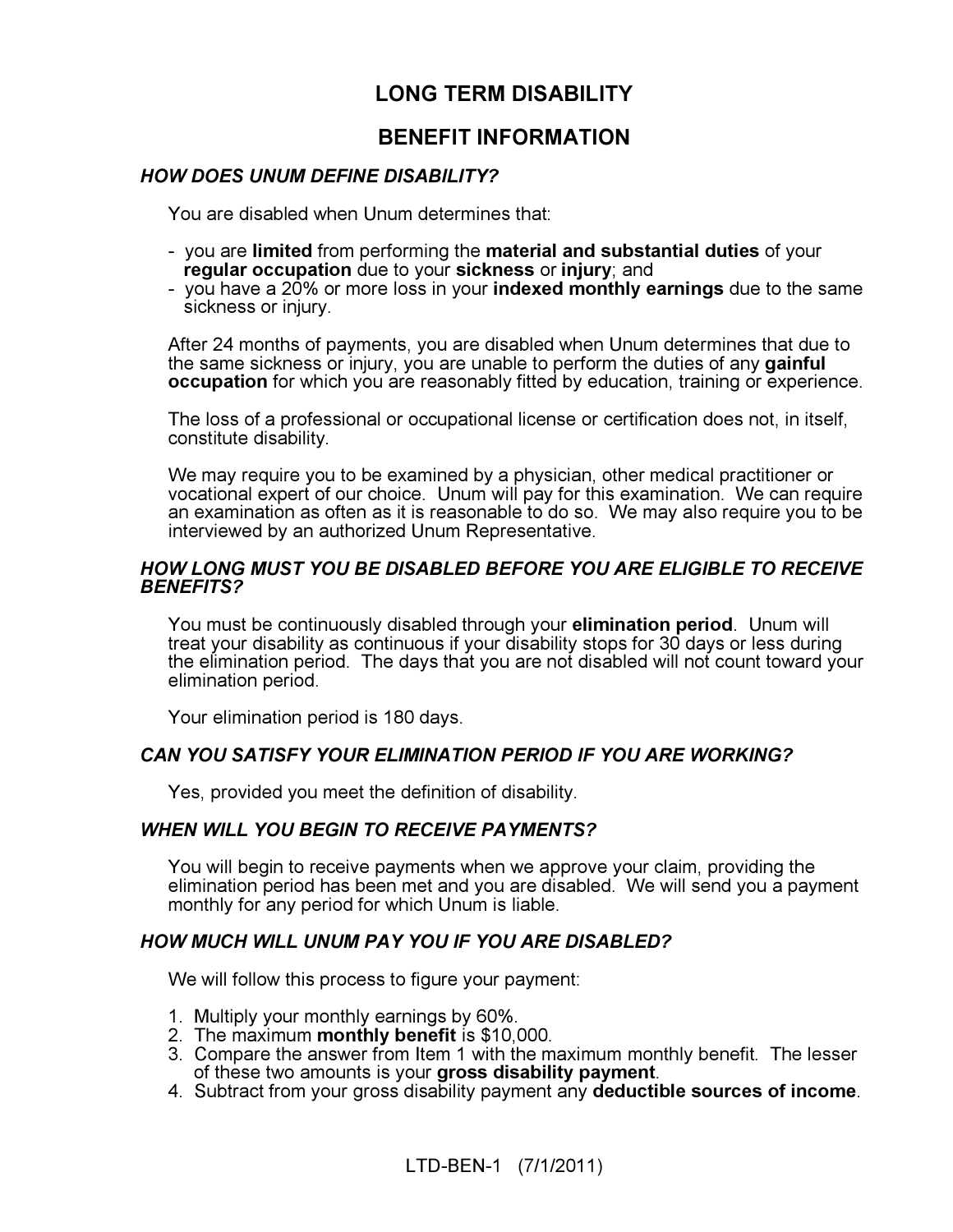# LONG TERM DISABILITY

## BENEFIT INFORMATION

### *HOW DOES UNUM DEFINE DISABILITY?*

You are disabled when Unum determines that:

- you are **limited** from performing the **material and substantial duties** of your **regular occupation** due to your **sickness** or **injury**; and
- you have a 20% or more loss in your **indexed monthly earnings** due to the same sickness or injury.

After 24 months of payments, you are disabled when Unum determines that due to the same sickness or injury, you are unable to perform the duties of any **gainful occupation** for which you are reasonably fitted by education, training or experience.

The loss of a professional or occupational license or certification does not, in itself, constitute disability.

We may require you to be examined by a physician, other medical practitioner or vocational expert of our choice. Unum will pay for this examination. We can require an examination as often as it is reasonable to do so. We may also require you to be interviewed by an authorized Unum Representative.

### *HOW LONG MUST YOU BE DISABLED BEFORE YOU ARE ELIGIBLE TO RECEIVE BENEFITS?*

You must be continuously disabled through your **elimination period**. Unum will treat your disability as continuous if your disability stops for 30 days or less during the elimination period. The days that you are not disabled will not count toward your elimination period.

Your elimination period is 180 days.

### *CAN YOU SATISFY YOUR ELIMINATION PERIOD IF YOU ARE WORKING?*

Yes, provided you meet the definition of disability.

### *WHEN WILL YOU BEGIN TO RECEIVE PAYMENTS?*

You will begin to receive payments when we approve your claim, providing the elimination period has been met and you are disabled. We will send you a payment monthly for any period for which Unum is liable.

### *HOW MUCH WILL UNUM PAY YOU IF YOU ARE DISABLED?*

We will follow this process to figure your payment:

1. Multiply your monthly earnings by 60%.
2. The maximum **monthly benefit** is $10,000.
3. Compare the answer from Item 1 with the maximum monthly benefit. The lesser of these two amounts is your **gross disability payment**.
4. Subtract from your gross disability payment any **deductible sources of income**.

LTD-BEN-1 (7/1/2011)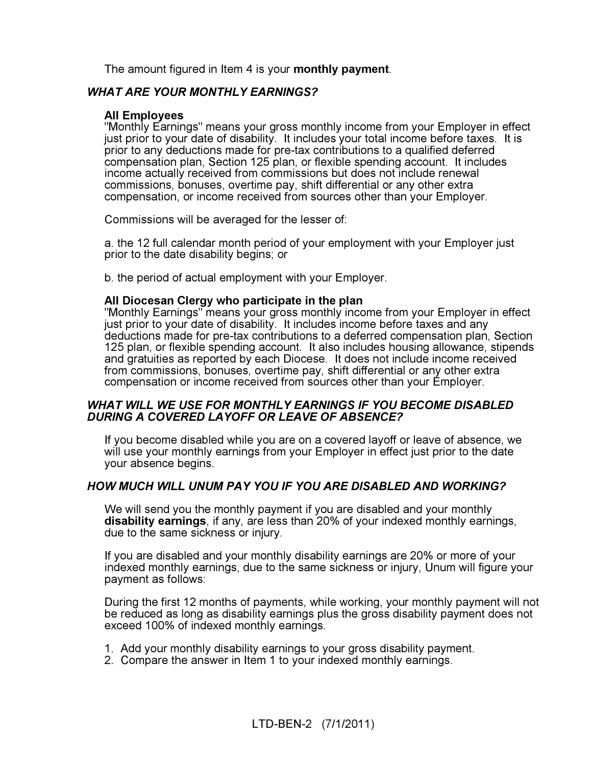The amount figured in Item 4 is your **monthly payment**.

### *WHAT ARE YOUR MONTHLY EARNINGS?*

**All Employees**
"Monthly Earnings" means your gross monthly income from your Employer in effect just prior to your date of disability. It includes your total income before taxes. It is prior to any deductions made for pre-tax contributions to a qualified deferred compensation plan, Section 125 plan, or flexible spending account. It includes income actually received from commissions but does not include renewal commissions, bonuses, overtime pay, shift differential or any other extra compensation, or income received from sources other than your Employer.

Commissions will be averaged for the lesser of:

a. the 12 full calendar month period of your employment with your Employer just prior to the date disability begins; or

b. the period of actual employment with your Employer.

**All Diocesan Clergy who participate in the plan**
"Monthly Earnings" means your gross monthly income from your Employer in effect just prior to your date of disability. It includes income before taxes and any deductions made for pre-tax contributions to a deferred compensation plan, Section 125 plan, or flexible spending account. It also includes housing allowance, stipends and gratuities as reported by each Diocese. It does not include income received from commissions, bonuses, overtime pay, shift differential or any other extra compensation or income received from sources other than your Employer.

### *WHAT WILL WE USE FOR MONTHLY EARNINGS IF YOU BECOME DISABLED DURING A COVERED LAYOFF OR LEAVE OF ABSENCE?*

If you become disabled while you are on a covered layoff or leave of absence, we will use your monthly earnings from your Employer in effect just prior to the date your absence begins.

### *HOW MUCH WILL UNUM PAY YOU IF YOU ARE DISABLED AND WORKING?*

We will send you the monthly payment if you are disabled and your monthly **disability earnings**, if any, are less than 20% of your indexed monthly earnings, due to the same sickness or injury.

If you are disabled and your monthly disability earnings are 20% or more of your indexed monthly earnings, due to the same sickness or injury, Unum will figure your payment as follows:

During the first 12 months of payments, while working, your monthly payment will not be reduced as long as disability earnings plus the gross disability payment does not exceed 100% of indexed monthly earnings.

1. Add your monthly disability earnings to your gross disability payment.
2. Compare the answer in Item 1 to your indexed monthly earnings.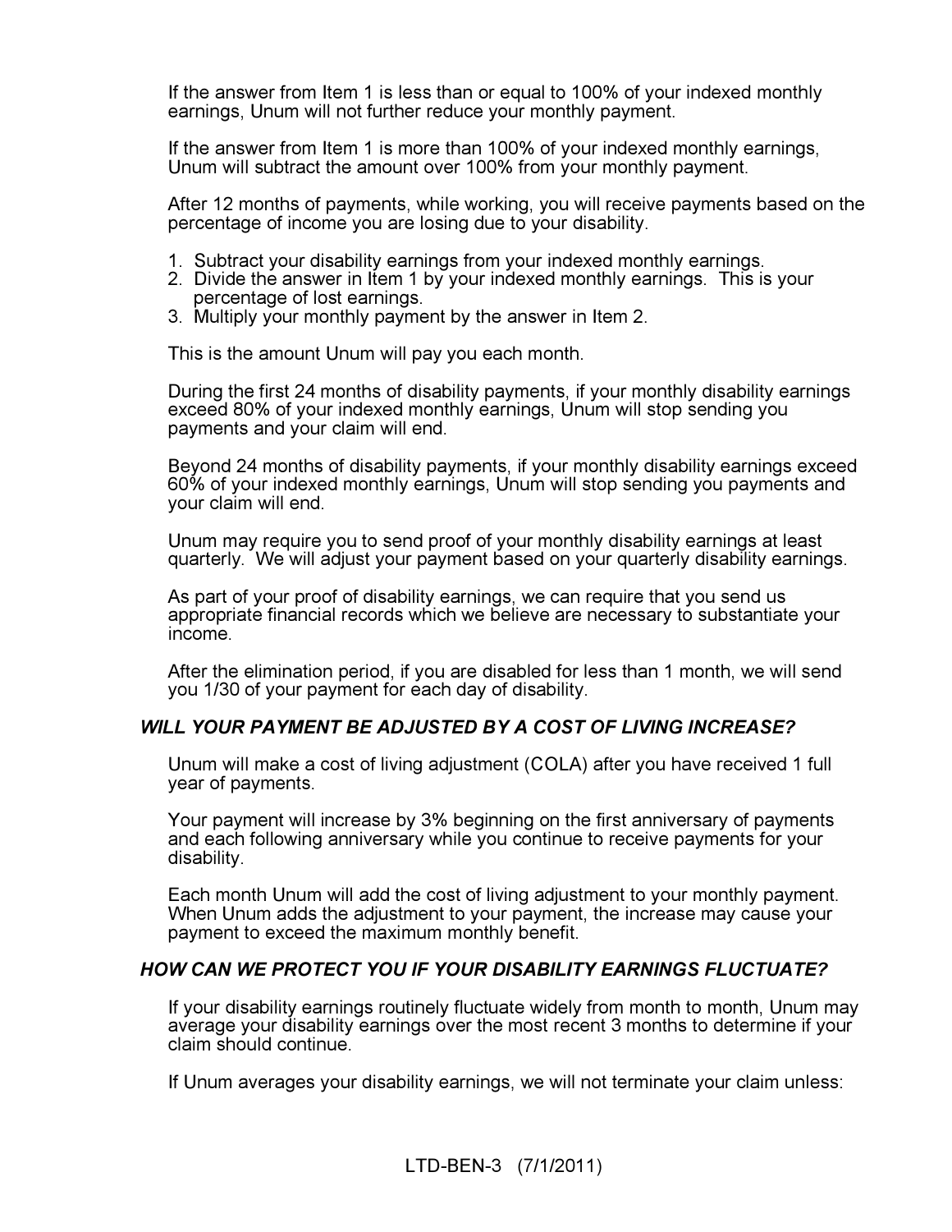If the answer from Item 1 is less than or equal to 100% of your indexed monthly earnings, Unum will not further reduce your monthly payment.

If the answer from Item 1 is more than 100% of your indexed monthly earnings, Unum will subtract the amount over 100% from your monthly payment.

After 12 months of payments, while working, you will receive payments based on the percentage of income you are losing due to your disability.

1. Subtract your disability earnings from your indexed monthly earnings.
2. Divide the answer in Item 1 by your indexed monthly earnings. This is your percentage of lost earnings.
3. Multiply your monthly payment by the answer in Item 2.

This is the amount Unum will pay you each month.

During the first 24 months of disability payments, if your monthly disability earnings exceed 80% of your indexed monthly earnings, Unum will stop sending you payments and your claim will end.

Beyond 24 months of disability payments, if your monthly disability earnings exceed 60% of your indexed monthly earnings, Unum will stop sending you payments and your claim will end.

Unum may require you to send proof of your monthly disability earnings at least quarterly. We will adjust your payment based on your quarterly disability earnings.

As part of your proof of disability earnings, we can require that you send us appropriate financial records which we believe are necessary to substantiate your income.

After the elimination period, if you are disabled for less than 1 month, we will send you 1/30 of your payment for each day of disability.

### *WILL YOUR PAYMENT BE ADJUSTED BY A COST OF LIVING INCREASE?*

Unum will make a cost of living adjustment (COLA) after you have received 1 full year of payments.

Your payment will increase by 3% beginning on the first anniversary of payments and each following anniversary while you continue to receive payments for your disability.

Each month Unum will add the cost of living adjustment to your monthly payment. When Unum adds the adjustment to your payment, the increase may cause your payment to exceed the maximum monthly benefit.

### *HOW CAN WE PROTECT YOU IF YOUR DISABILITY EARNINGS FLUCTUATE?*

If your disability earnings routinely fluctuate widely from month to month, Unum may average your disability earnings over the most recent 3 months to determine if your claim should continue.

If Unum averages your disability earnings, we will not terminate your claim unless:

LTD-BEN-3 (7/1/2011)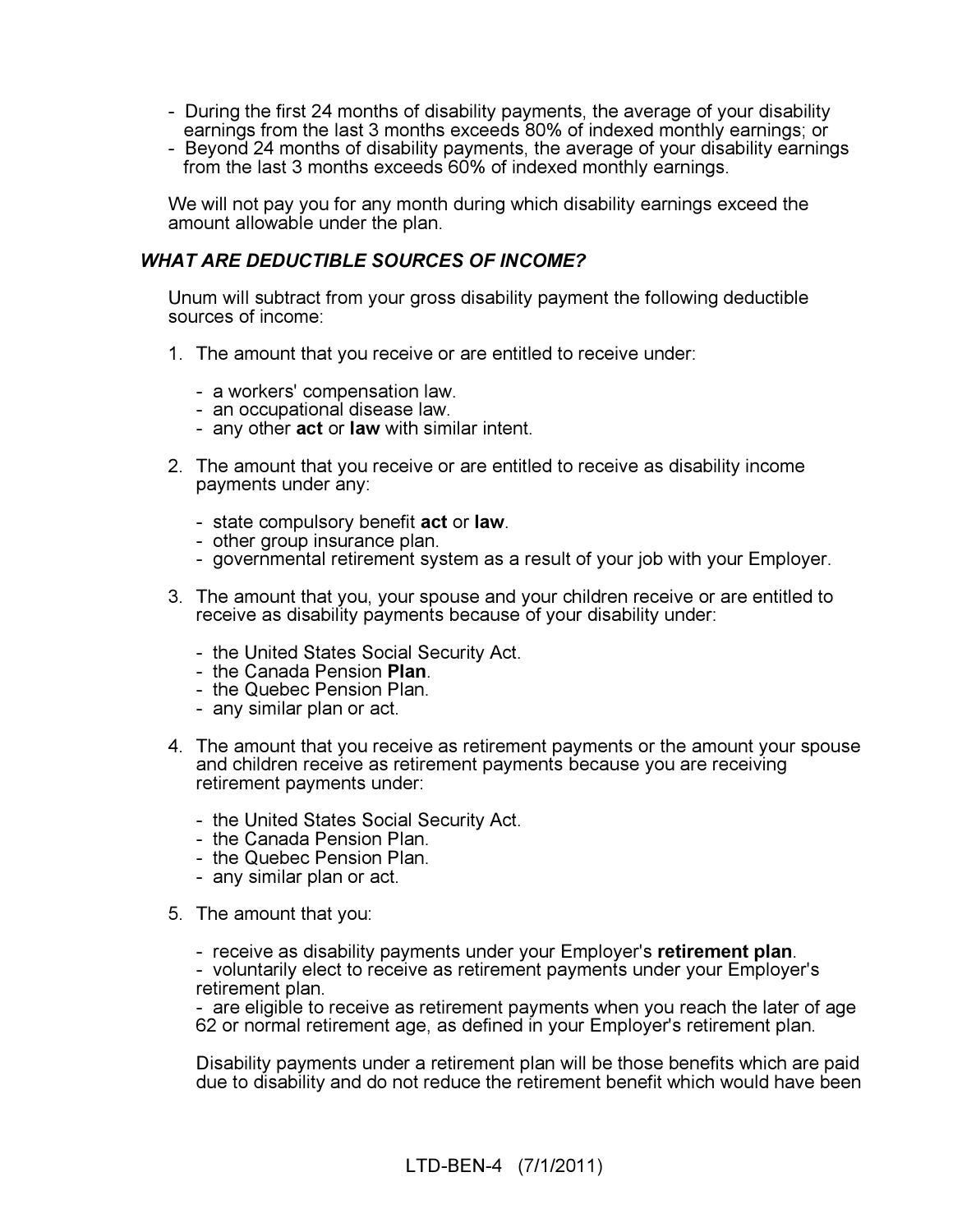- During the first 24 months of disability payments, the average of your disability earnings from the last 3 months exceeds 80% of indexed monthly earnings; or
- Beyond 24 months of disability payments, the average of your disability earnings from the last 3 months exceeds 60% of indexed monthly earnings.

We will not pay you for any month during which disability earnings exceed the amount allowable under the plan.

### *WHAT ARE DEDUCTIBLE SOURCES OF INCOME?*

Unum will subtract from your gross disability payment the following deductible sources of income:

1. The amount that you receive or are entitled to receive under:

   - a workers' compensation law.
   - an occupational disease law.
   - any other **act** or **law** with similar intent.

2. The amount that you receive or are entitled to receive as disability income payments under any:

   - state compulsory benefit **act** or **law**.
   - other group insurance plan.
   - governmental retirement system as a result of your job with your Employer.

3. The amount that you, your spouse and your children receive or are entitled to receive as disability payments because of your disability under:

   - the United States Social Security Act.
   - the Canada Pension **Plan**.
   - the Quebec Pension Plan.
   - any similar plan or act.

4. The amount that you receive as retirement payments or the amount your spouse and children receive as retirement payments because you are receiving retirement payments under:

   - the United States Social Security Act.
   - the Canada Pension Plan.
   - the Quebec Pension Plan.
   - any similar plan or act.

5. The amount that you:

   - receive as disability payments under your Employer's **retirement plan**.
   - voluntarily elect to receive as retirement payments under your Employer's retirement plan.
   - are eligible to receive as retirement payments when you reach the later of age 62 or normal retirement age, as defined in your Employer's retirement plan.

   Disability payments under a retirement plan will be those benefits which are paid due to disability and do not reduce the retirement benefit which would have been

LTD-BEN-4 (7/1/2011)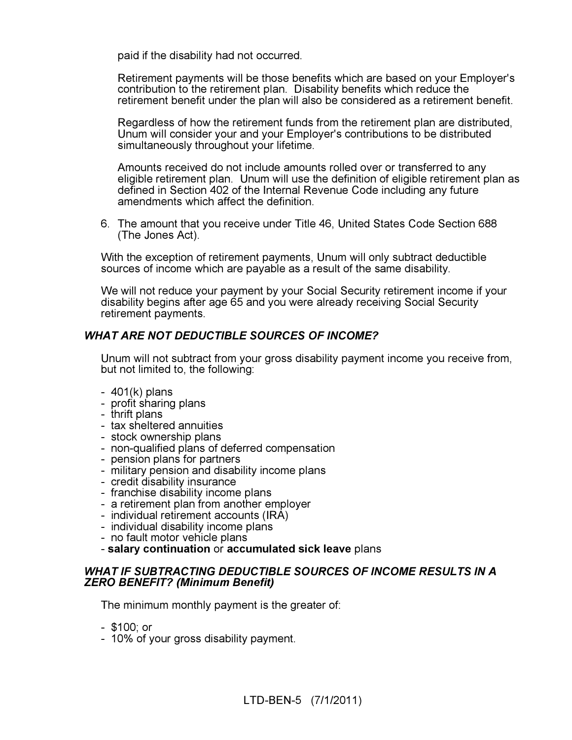paid if the disability had not occurred.

Retirement payments will be those benefits which are based on your Employer's contribution to the retirement plan. Disability benefits which reduce the retirement benefit under the plan will also be considered as a retirement benefit.

Regardless of how the retirement funds from the retirement plan are distributed, Unum will consider your and your Employer's contributions to be distributed simultaneously throughout your lifetime.

Amounts received do not include amounts rolled over or transferred to any eligible retirement plan. Unum will use the definition of eligible retirement plan as defined in Section 402 of the Internal Revenue Code including any future amendments which affect the definition.

6. The amount that you receive under Title 46, United States Code Section 688 (The Jones Act).

With the exception of retirement payments, Unum will only subtract deductible sources of income which are payable as a result of the same disability.

We will not reduce your payment by your Social Security retirement income if your disability begins after age 65 and you were already receiving Social Security retirement payments.

### *WHAT ARE NOT DEDUCTIBLE SOURCES OF INCOME?*

Unum will not subtract from your gross disability payment income you receive from, but not limited to, the following:

- 401(k) plans
- profit sharing plans
- thrift plans
- tax sheltered annuities
- stock ownership plans
- non-qualified plans of deferred compensation
- pension plans for partners
- military pension and disability income plans
- credit disability insurance
- franchise disability income plans
- a retirement plan from another employer
- individual retirement accounts (IRA)
- individual disability income plans
- no fault motor vehicle plans
- **salary continuation** or **accumulated sick leave** plans

### *WHAT IF SUBTRACTING DEDUCTIBLE SOURCES OF INCOME RESULTS IN A ZERO BENEFIT? (Minimum Benefit)*

The minimum monthly payment is the greater of:

- $100; or
- 10% of your gross disability payment.

LTD-BEN-5 (7/1/2011)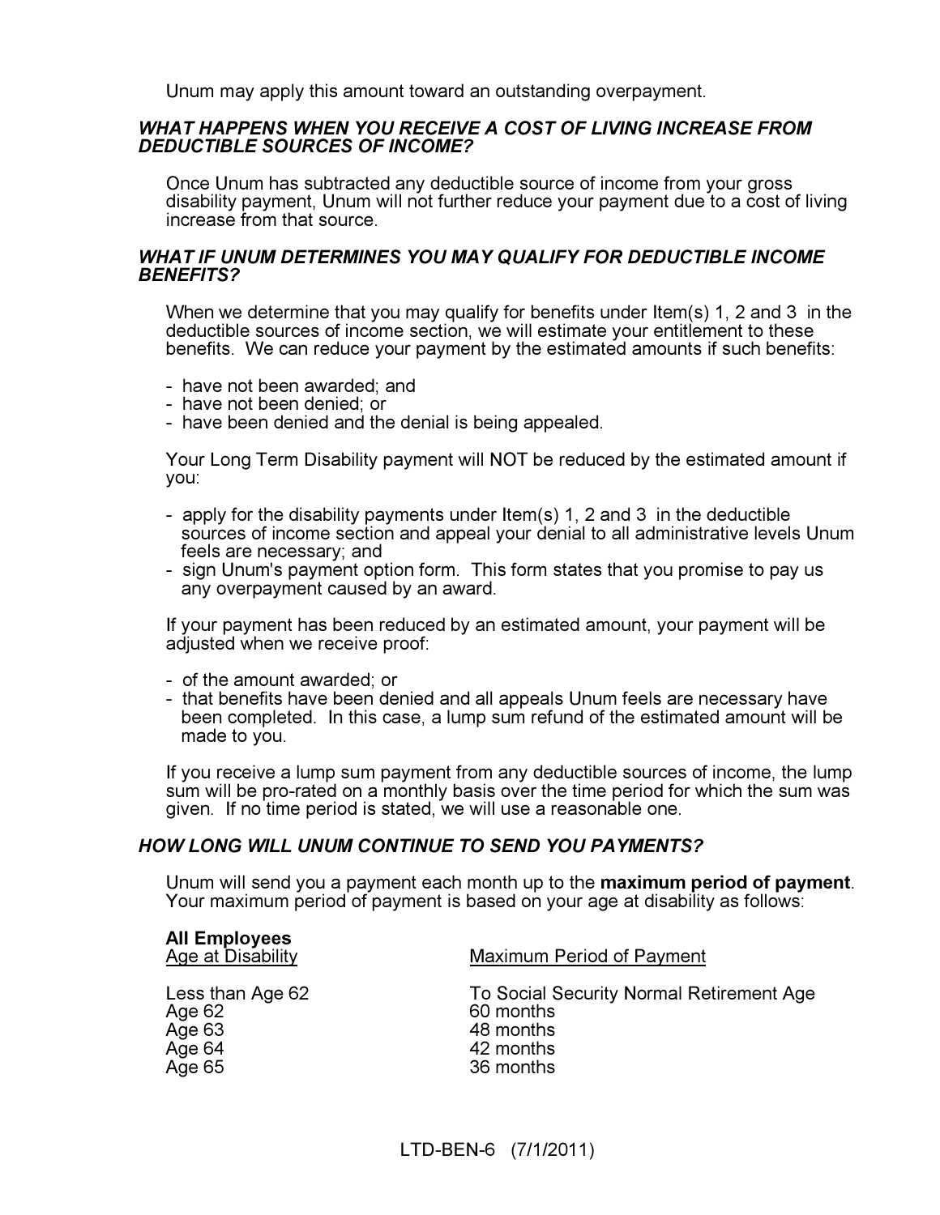Unum may apply this amount toward an outstanding overpayment.

### *WHAT HAPPENS WHEN YOU RECEIVE A COST OF LIVING INCREASE FROM DEDUCTIBLE SOURCES OF INCOME?*

Once Unum has subtracted any deductible source of income from your gross disability payment, Unum will not further reduce your payment due to a cost of living increase from that source.

### *WHAT IF UNUM DETERMINES YOU MAY QUALIFY FOR DEDUCTIBLE INCOME BENEFITS?*

When we determine that you may qualify for benefits under Item(s) 1, 2 and 3 in the deductible sources of income section, we will estimate your entitlement to these benefits. We can reduce your payment by the estimated amounts if such benefits:

- have not been awarded; and
- have not been denied; or
- have been denied and the denial is being appealed.

Your Long Term Disability payment will NOT be reduced by the estimated amount if you:

- apply for the disability payments under Item(s) 1, 2 and 3 in the deductible sources of income section and appeal your denial to all administrative levels Unum feels are necessary; and
- sign Unum's payment option form. This form states that you promise to pay us any overpayment caused by an award.

If your payment has been reduced by an estimated amount, your payment will be adjusted when we receive proof:

- of the amount awarded; or
- that benefits have been denied and all appeals Unum feels are necessary have been completed. In this case, a lump sum refund of the estimated amount will be made to you.

If you receive a lump sum payment from any deductible sources of income, the lump sum will be pro-rated on a monthly basis over the time period for which the sum was given. If no time period is stated, we will use a reasonable one.

### *HOW LONG WILL UNUM CONTINUE TO SEND YOU PAYMENTS?*

Unum will send you a payment each month up to the **maximum period of payment**. Your maximum period of payment is based on your age at disability as follows:

**All Employees**

| Age at Disability | Maximum Period of Payment |
|---|---|
| Less than Age 62 | To Social Security Normal Retirement Age |
| Age 62 | 60 months |
| Age 63 | 48 months |
| Age 64 | 42 months |
| Age 65 | 36 months |

LTD-BEN-6 (7/1/2011)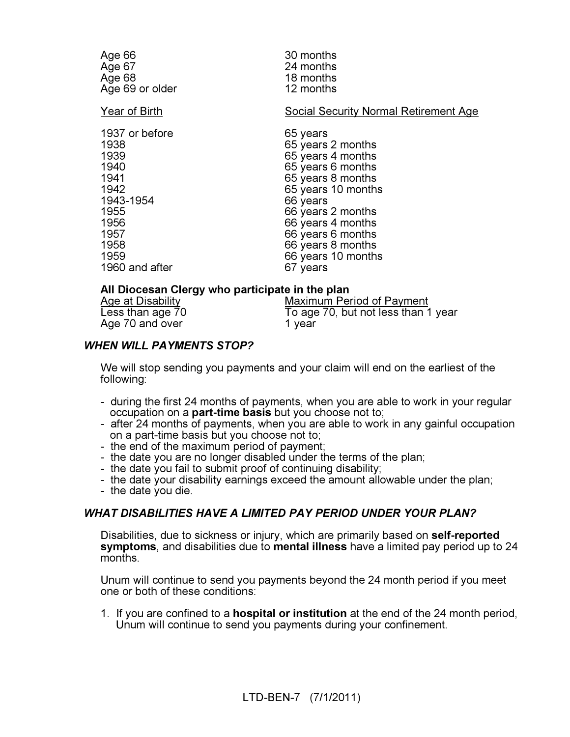| | |
|---|---|
| Age 66 | 30 months |
| Age 67 | 24 months |
| Age 68 | 18 months |
| Age 69 or older | 12 months |

| Year of Birth | Social Security Normal Retirement Age |
|---|---|
| 1937 or before | 65 years |
| 1938 | 65 years 2 months |
| 1939 | 65 years 4 months |
| 1940 | 65 years 6 months |
| 1941 | 65 years 8 months |
| 1942 | 65 years 10 months |
| 1943-1954 | 66 years |
| 1955 | 66 years 2 months |
| 1956 | 66 years 4 months |
| 1957 | 66 years 6 months |
| 1958 | 66 years 8 months |
| 1959 | 66 years 10 months |
| 1960 and after | 67 years |

**All Diocesan Clergy who participate in the plan**

| Age at Disability | Maximum Period of Payment |
|---|---|
| Less than age 70 | To age 70, but not less than 1 year |
| Age 70 and over | 1 year |

### *WHEN WILL PAYMENTS STOP?*

We will stop sending you payments and your claim will end on the earliest of the following:

- during the first 24 months of payments, when you are able to work in your regular occupation on a **part-time basis** but you choose not to;
- after 24 months of payments, when you are able to work in any gainful occupation on a part-time basis but you choose not to;
- the end of the maximum period of payment;
- the date you are no longer disabled under the terms of the plan;
- the date you fail to submit proof of continuing disability;
- the date your disability earnings exceed the amount allowable under the plan;
- the date you die.

### *WHAT DISABILITIES HAVE A LIMITED PAY PERIOD UNDER YOUR PLAN?*

Disabilities, due to sickness or injury, which are primarily based on **self-reported symptoms**, and disabilities due to **mental illness** have a limited pay period up to 24 months.

Unum will continue to send you payments beyond the 24 month period if you meet one or both of these conditions:

1. If you are confined to a **hospital or institution** at the end of the 24 month period, Unum will continue to send you payments during your confinement.

LTD-BEN-7 (7/1/2011)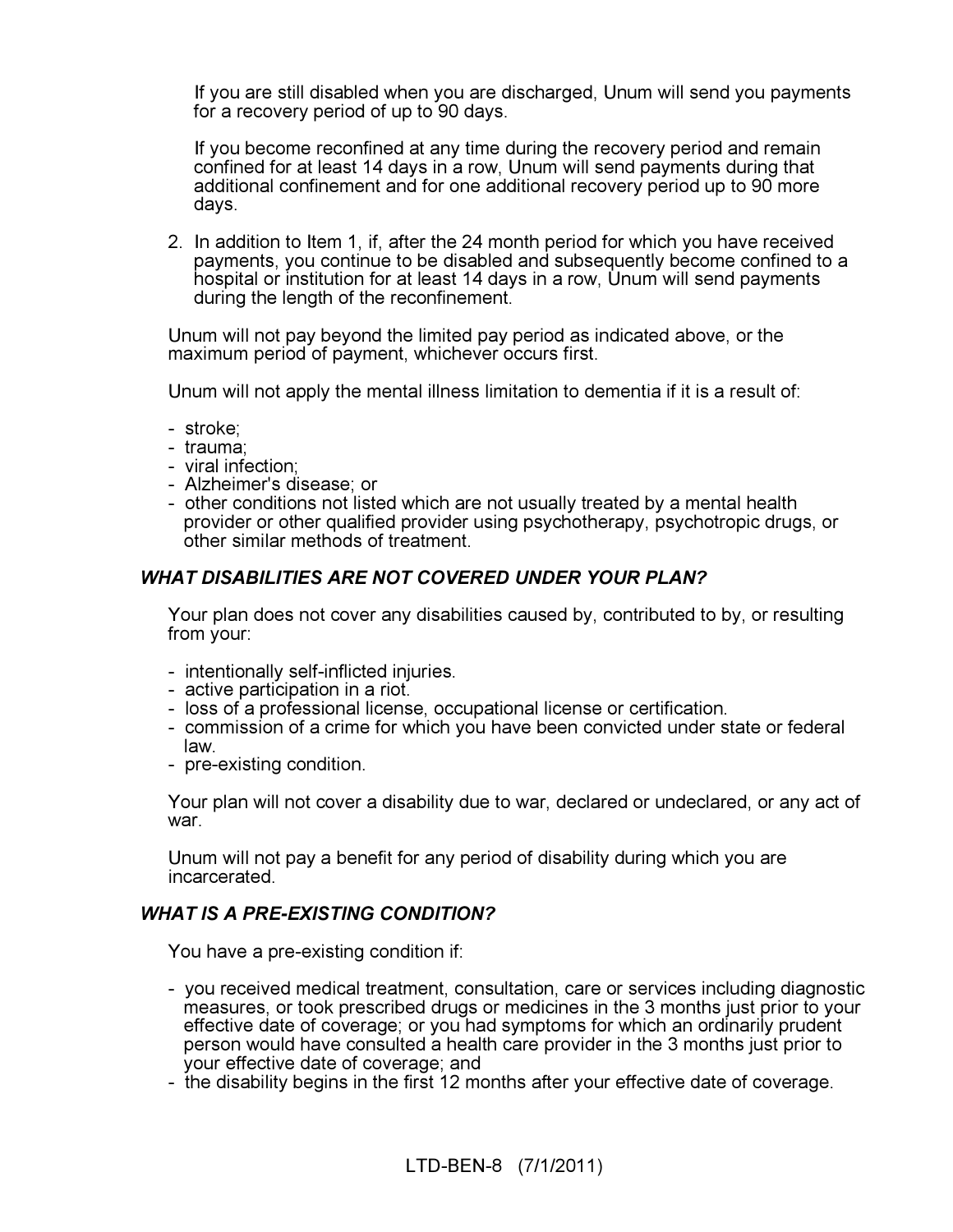If you are still disabled when you are discharged, Unum will send you payments for a recovery period of up to 90 days.

If you become reconfined at any time during the recovery period and remain confined for at least 14 days in a row, Unum will send payments during that additional confinement and for one additional recovery period up to 90 more days.

2. In addition to Item 1, if, after the 24 month period for which you have received payments, you continue to be disabled and subsequently become confined to a hospital or institution for at least 14 days in a row, Unum will send payments during the length of the reconfinement.

Unum will not pay beyond the limited pay period as indicated above, or the maximum period of payment, whichever occurs first.

Unum will not apply the mental illness limitation to dementia if it is a result of:

- stroke;
- trauma;
- viral infection;
- Alzheimer's disease; or
- other conditions not listed which are not usually treated by a mental health provider or other qualified provider using psychotherapy, psychotropic drugs, or other similar methods of treatment.

### *WHAT DISABILITIES ARE NOT COVERED UNDER YOUR PLAN?*

Your plan does not cover any disabilities caused by, contributed to by, or resulting from your:

- intentionally self-inflicted injuries.
- active participation in a riot.
- loss of a professional license, occupational license or certification.
- commission of a crime for which you have been convicted under state or federal law.
- pre-existing condition.

Your plan will not cover a disability due to war, declared or undeclared, or any act of war.

Unum will not pay a benefit for any period of disability during which you are incarcerated.

### *WHAT IS A PRE-EXISTING CONDITION?*

You have a pre-existing condition if:

- you received medical treatment, consultation, care or services including diagnostic measures, or took prescribed drugs or medicines in the 3 months just prior to your effective date of coverage; or you had symptoms for which an ordinarily prudent person would have consulted a health care provider in the 3 months just prior to your effective date of coverage; and
- the disability begins in the first 12 months after your effective date of coverage.

LTD-BEN-8 (7/1/2011)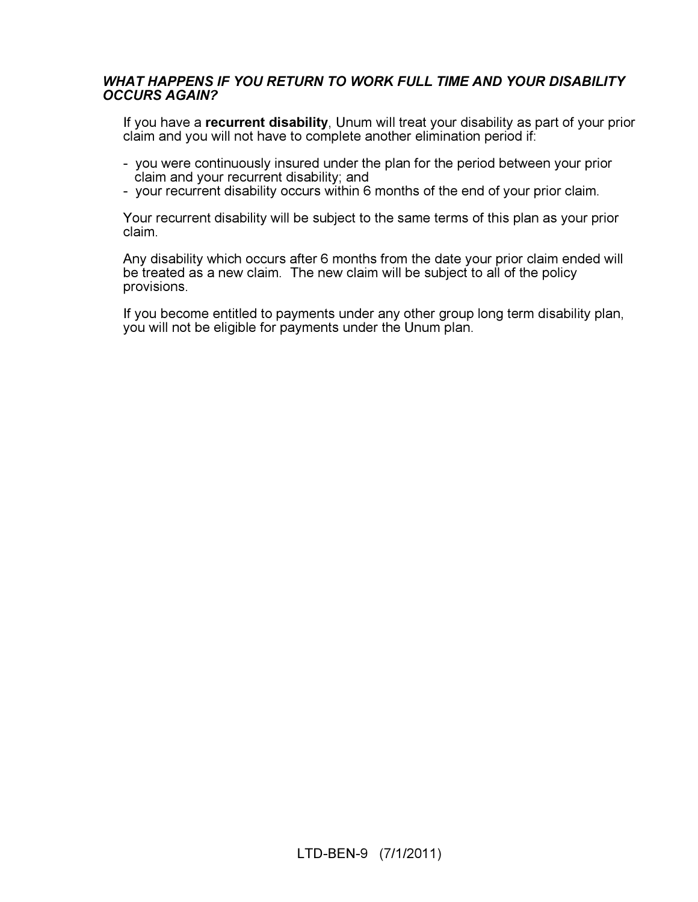### *WHAT HAPPENS IF YOU RETURN TO WORK FULL TIME AND YOUR DISABILITY OCCURS AGAIN?*

If you have a **recurrent disability**, Unum will treat your disability as part of your prior claim and you will not have to complete another elimination period if:

- you were continuously insured under the plan for the period between your prior claim and your recurrent disability; and
- your recurrent disability occurs within 6 months of the end of your prior claim.

Your recurrent disability will be subject to the same terms of this plan as your prior claim.

Any disability which occurs after 6 months from the date your prior claim ended will be treated as a new claim. The new claim will be subject to all of the policy provisions.

If you become entitled to payments under any other group long term disability plan, you will not be eligible for payments under the Unum plan.

LTD-BEN-9 (7/1/2011)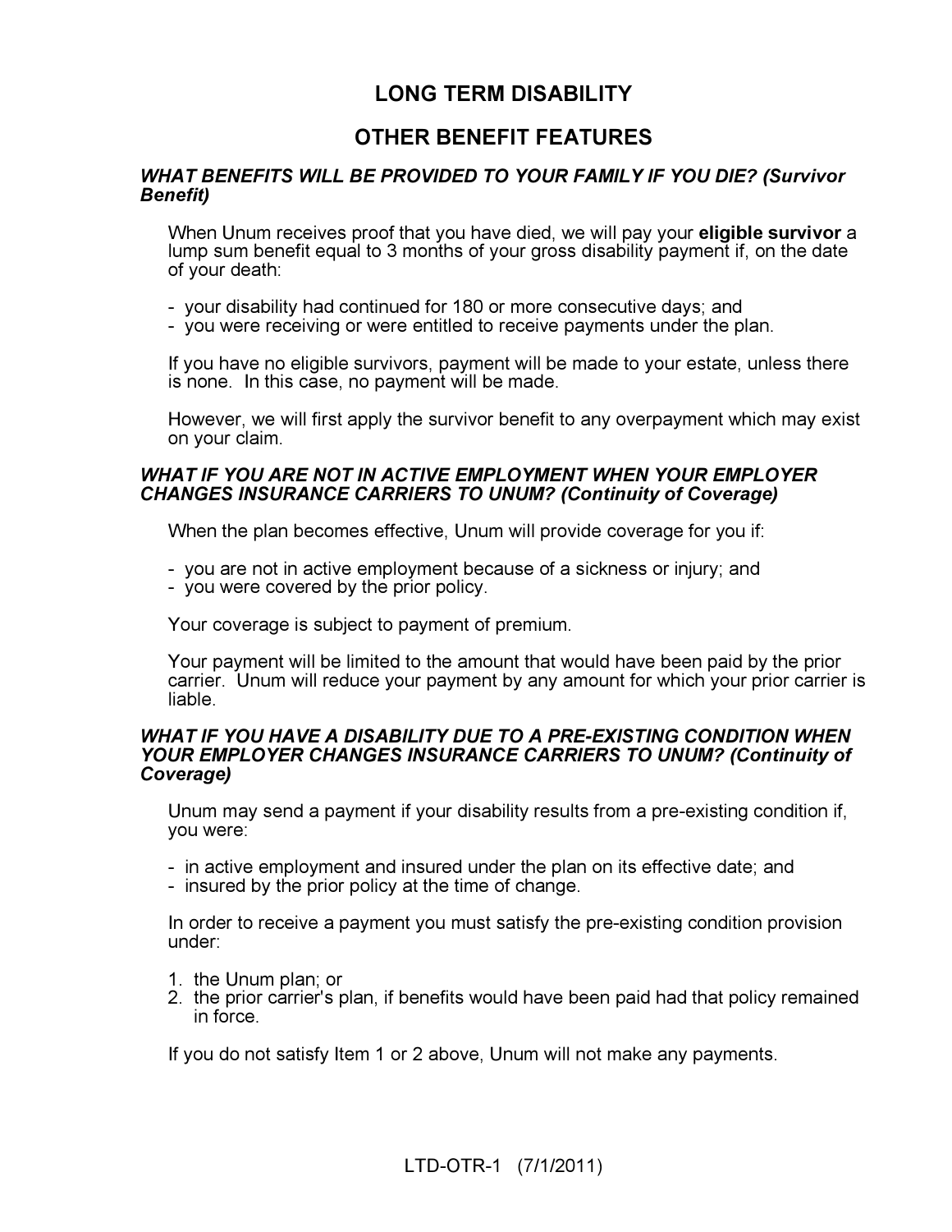# LONG TERM DISABILITY

## OTHER BENEFIT FEATURES

***WHAT BENEFITS WILL BE PROVIDED TO YOUR FAMILY IF YOU DIE? (Survivor Benefit)***

When Unum receives proof that you have died, we will pay your **eligible survivor** a lump sum benefit equal to 3 months of your gross disability payment if, on the date of your death:

- your disability had continued for 180 or more consecutive days; and
- you were receiving or were entitled to receive payments under the plan.

If you have no eligible survivors, payment will be made to your estate, unless there is none. In this case, no payment will be made.

However, we will first apply the survivor benefit to any overpayment which may exist on your claim.

***WHAT IF YOU ARE NOT IN ACTIVE EMPLOYMENT WHEN YOUR EMPLOYER CHANGES INSURANCE CARRIERS TO UNUM? (Continuity of Coverage)***

When the plan becomes effective, Unum will provide coverage for you if:

- you are not in active employment because of a sickness or injury; and
- you were covered by the prior policy.

Your coverage is subject to payment of premium.

Your payment will be limited to the amount that would have been paid by the prior carrier. Unum will reduce your payment by any amount for which your prior carrier is liable.

***WHAT IF YOU HAVE A DISABILITY DUE TO A PRE-EXISTING CONDITION WHEN YOUR EMPLOYER CHANGES INSURANCE CARRIERS TO UNUM? (Continuity of Coverage)***

Unum may send a payment if your disability results from a pre-existing condition if, you were:

- in active employment and insured under the plan on its effective date; and
- insured by the prior policy at the time of change.

In order to receive a payment you must satisfy the pre-existing condition provision under:

1. the Unum plan; or
2. the prior carrier's plan, if benefits would have been paid had that policy remained in force.

If you do not satisfy Item 1 or 2 above, Unum will not make any payments.

LTD-OTR-1 (7/1/2011)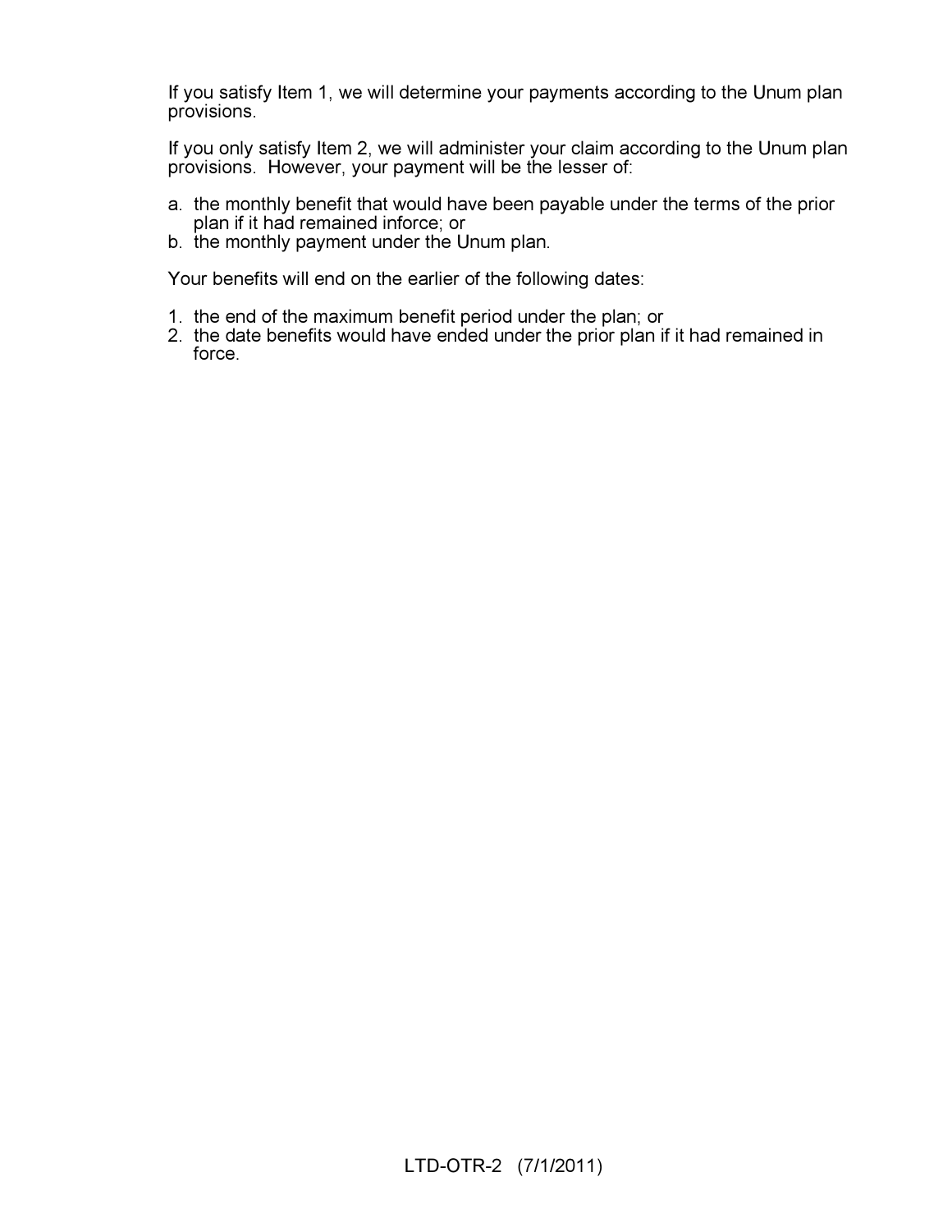If you satisfy Item 1, we will determine your payments according to the Unum plan provisions.

If you only satisfy Item 2, we will administer your claim according to the Unum plan provisions. However, your payment will be the lesser of:

a. the monthly benefit that would have been payable under the terms of the prior plan if it had remained inforce; or
b. the monthly payment under the Unum plan.

Your benefits will end on the earlier of the following dates:

1. the end of the maximum benefit period under the plan; or
2. the date benefits would have ended under the prior plan if it had remained in force.

LTD-OTR-2 (7/1/2011)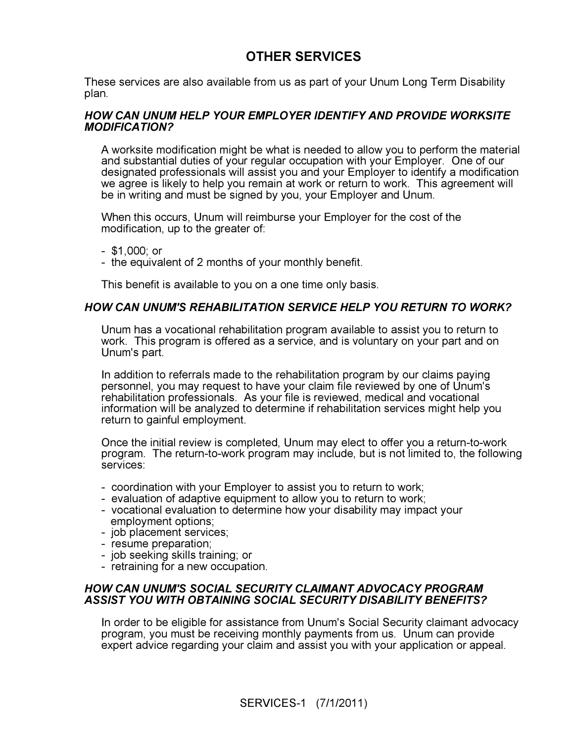# OTHER SERVICES

These services are also available from us as part of your Unum Long Term Disability plan.

### *HOW CAN UNUM HELP YOUR EMPLOYER IDENTIFY AND PROVIDE WORKSITE MODIFICATION?*

A worksite modification might be what is needed to allow you to perform the material and substantial duties of your regular occupation with your Employer. One of our designated professionals will assist you and your Employer to identify a modification we agree is likely to help you remain at work or return to work. This agreement will be in writing and must be signed by you, your Employer and Unum.

When this occurs, Unum will reimburse your Employer for the cost of the modification, up to the greater of:

- $1,000; or
- the equivalent of 2 months of your monthly benefit.

This benefit is available to you on a one time only basis.

### *HOW CAN UNUM'S REHABILITATION SERVICE HELP YOU RETURN TO WORK?*

Unum has a vocational rehabilitation program available to assist you to return to work. This program is offered as a service, and is voluntary on your part and on Unum's part.

In addition to referrals made to the rehabilitation program by our claims paying personnel, you may request to have your claim file reviewed by one of Unum's rehabilitation professionals. As your file is reviewed, medical and vocational information will be analyzed to determine if rehabilitation services might help you return to gainful employment.

Once the initial review is completed, Unum may elect to offer you a return-to-work program. The return-to-work program may include, but is not limited to, the following services:

- coordination with your Employer to assist you to return to work;
- evaluation of adaptive equipment to allow you to return to work;
- vocational evaluation to determine how your disability may impact your employment options;
- job placement services;
- resume preparation;
- job seeking skills training; or
- retraining for a new occupation.

### *HOW CAN UNUM'S SOCIAL SECURITY CLAIMANT ADVOCACY PROGRAM ASSIST YOU WITH OBTAINING SOCIAL SECURITY DISABILITY BENEFITS?*

In order to be eligible for assistance from Unum's Social Security claimant advocacy program, you must be receiving monthly payments from us. Unum can provide expert advice regarding your claim and assist you with your application or appeal.

SERVICES-1 (7/1/2011)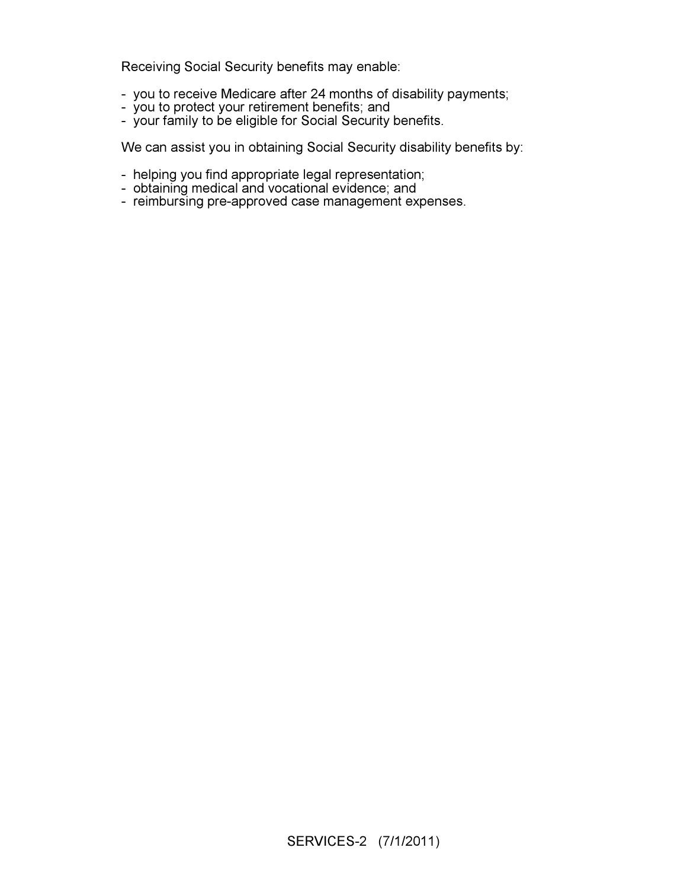Receiving Social Security benefits may enable:

- you to receive Medicare after 24 months of disability payments;
- you to protect your retirement benefits; and
- your family to be eligible for Social Security benefits.

We can assist you in obtaining Social Security disability benefits by:

- helping you find appropriate legal representation;
- obtaining medical and vocational evidence; and
- reimbursing pre-approved case management expenses.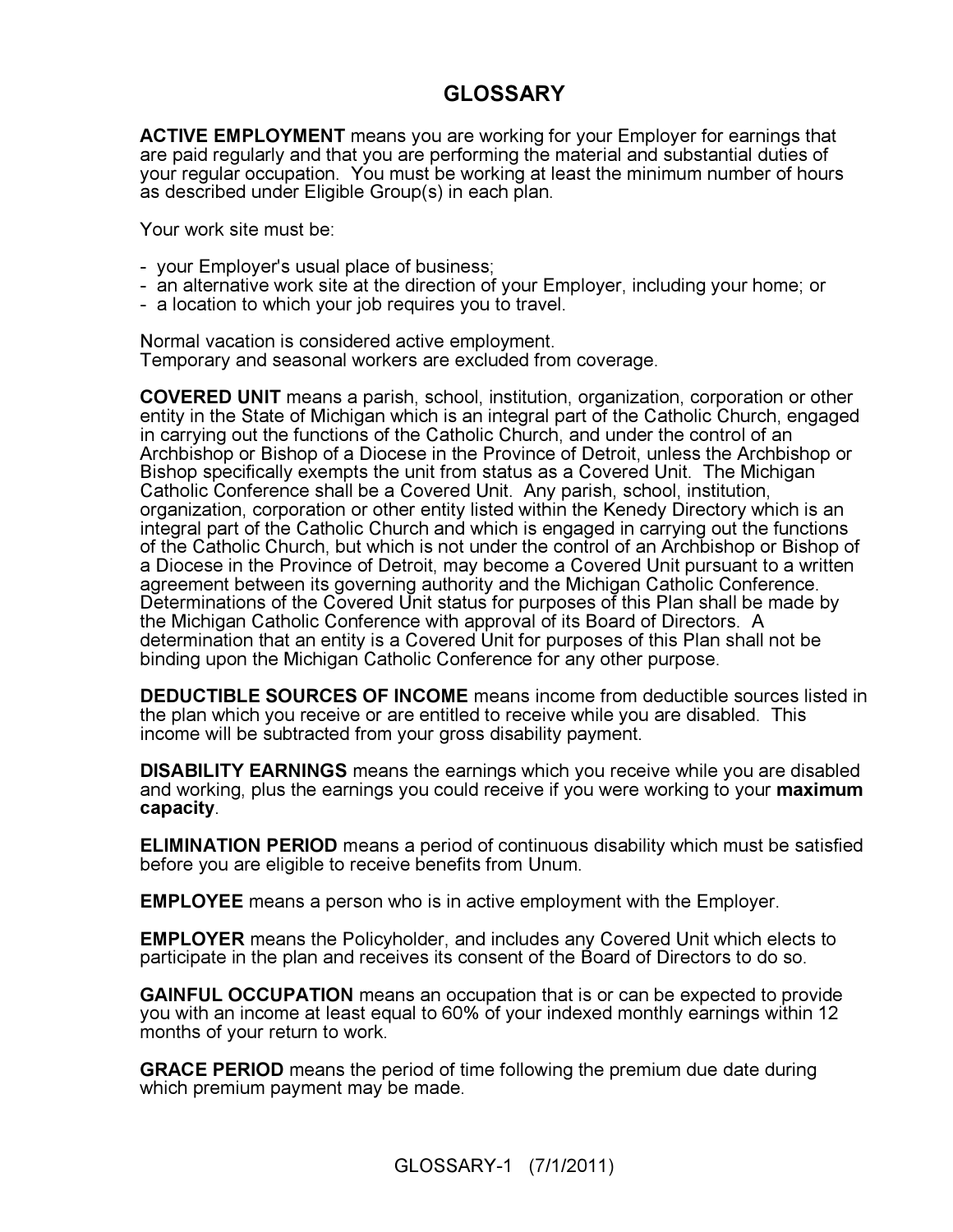# GLOSSARY

**ACTIVE EMPLOYMENT** means you are working for your Employer for earnings that are paid regularly and that you are performing the material and substantial duties of your regular occupation. You must be working at least the minimum number of hours as described under Eligible Group(s) in each plan.

Your work site must be:

- your Employer's usual place of business;
- an alternative work site at the direction of your Employer, including your home; or
- a location to which your job requires you to travel.

Normal vacation is considered active employment.
Temporary and seasonal workers are excluded from coverage.

**COVERED UNIT** means a parish, school, institution, organization, corporation or other entity in the State of Michigan which is an integral part of the Catholic Church, engaged in carrying out the functions of the Catholic Church, and under the control of an Archbishop or Bishop of a Diocese in the Province of Detroit, unless the Archbishop or Bishop specifically exempts the unit from status as a Covered Unit. The Michigan Catholic Conference shall be a Covered Unit. Any parish, school, institution, organization, corporation or other entity listed within the Kenedy Directory which is an integral part of the Catholic Church and which is engaged in carrying out the functions of the Catholic Church, but which is not under the control of an Archbishop or Bishop of a Diocese in the Province of Detroit, may become a Covered Unit pursuant to a written agreement between its governing authority and the Michigan Catholic Conference. Determinations of the Covered Unit status for purposes of this Plan shall be made by the Michigan Catholic Conference with approval of its Board of Directors. A determination that an entity is a Covered Unit for purposes of this Plan shall not be binding upon the Michigan Catholic Conference for any other purpose.

**DEDUCTIBLE SOURCES OF INCOME** means income from deductible sources listed in the plan which you receive or are entitled to receive while you are disabled. This income will be subtracted from your gross disability payment.

**DISABILITY EARNINGS** means the earnings which you receive while you are disabled and working, plus the earnings you could receive if you were working to your **maximum capacity**.

**ELIMINATION PERIOD** means a period of continuous disability which must be satisfied before you are eligible to receive benefits from Unum.

**EMPLOYEE** means a person who is in active employment with the Employer.

**EMPLOYER** means the Policyholder, and includes any Covered Unit which elects to participate in the plan and receives its consent of the Board of Directors to do so.

**GAINFUL OCCUPATION** means an occupation that is or can be expected to provide you with an income at least equal to 60% of your indexed monthly earnings within 12 months of your return to work.

**GRACE PERIOD** means the period of time following the premium due date during which premium payment may be made.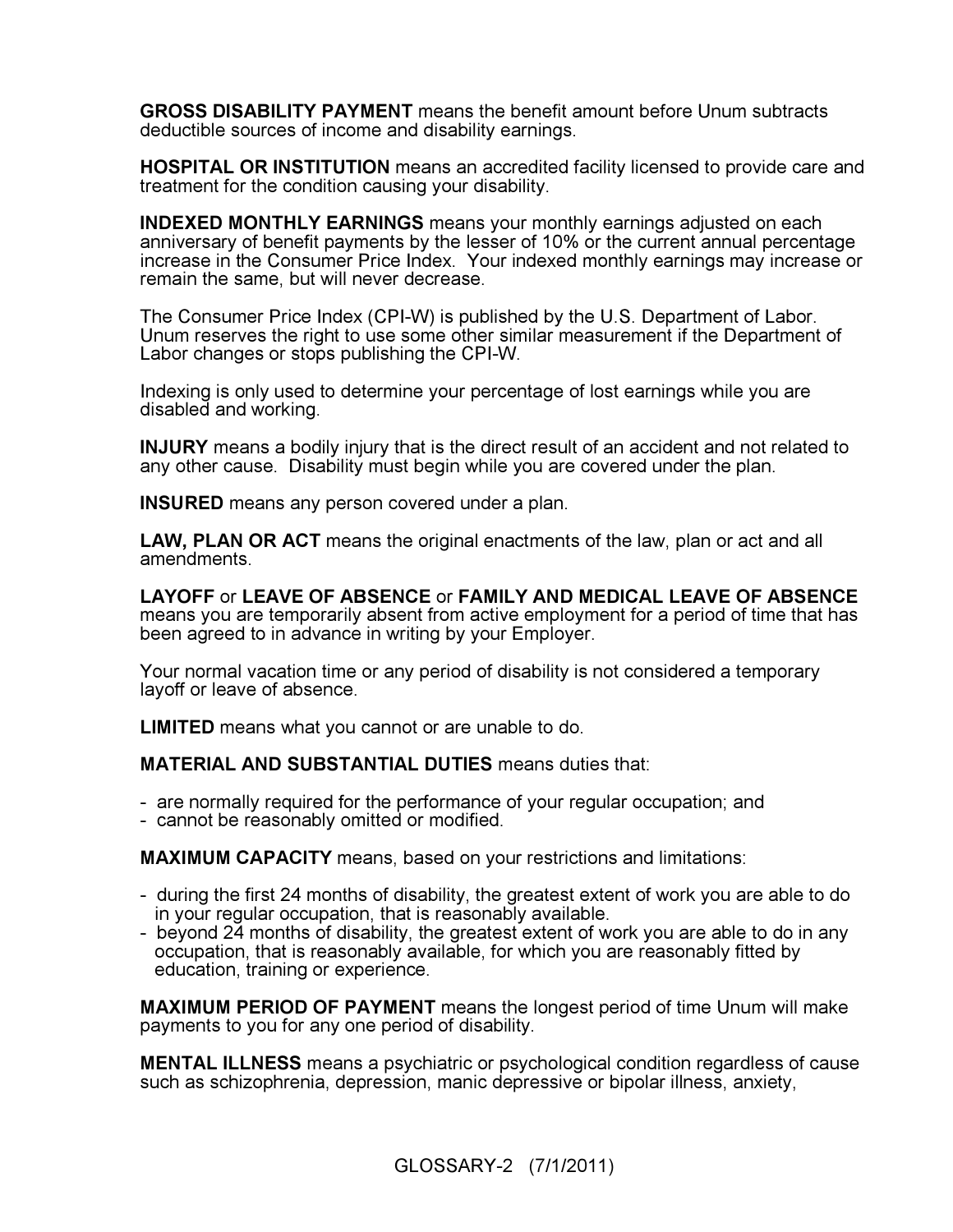**GROSS DISABILITY PAYMENT** means the benefit amount before Unum subtracts deductible sources of income and disability earnings.

**HOSPITAL OR INSTITUTION** means an accredited facility licensed to provide care and treatment for the condition causing your disability.

**INDEXED MONTHLY EARNINGS** means your monthly earnings adjusted on each anniversary of benefit payments by the lesser of 10% or the current annual percentage increase in the Consumer Price Index. Your indexed monthly earnings may increase or remain the same, but will never decrease.

The Consumer Price Index (CPI-W) is published by the U.S. Department of Labor. Unum reserves the right to use some other similar measurement if the Department of Labor changes or stops publishing the CPI-W.

Indexing is only used to determine your percentage of lost earnings while you are disabled and working.

**INJURY** means a bodily injury that is the direct result of an accident and not related to any other cause. Disability must begin while you are covered under the plan.

**INSURED** means any person covered under a plan.

**LAW, PLAN OR ACT** means the original enactments of the law, plan or act and all amendments.

**LAYOFF** or **LEAVE OF ABSENCE** or **FAMILY AND MEDICAL LEAVE OF ABSENCE** means you are temporarily absent from active employment for a period of time that has been agreed to in advance in writing by your Employer.

Your normal vacation time or any period of disability is not considered a temporary layoff or leave of absence.

**LIMITED** means what you cannot or are unable to do.

**MATERIAL AND SUBSTANTIAL DUTIES** means duties that:

- are normally required for the performance of your regular occupation; and
- cannot be reasonably omitted or modified.

**MAXIMUM CAPACITY** means, based on your restrictions and limitations:

- during the first 24 months of disability, the greatest extent of work you are able to do in your regular occupation, that is reasonably available.
- beyond 24 months of disability, the greatest extent of work you are able to do in any occupation, that is reasonably available, for which you are reasonably fitted by education, training or experience.

**MAXIMUM PERIOD OF PAYMENT** means the longest period of time Unum will make payments to you for any one period of disability.

**MENTAL ILLNESS** means a psychiatric or psychological condition regardless of cause such as schizophrenia, depression, manic depressive or bipolar illness, anxiety,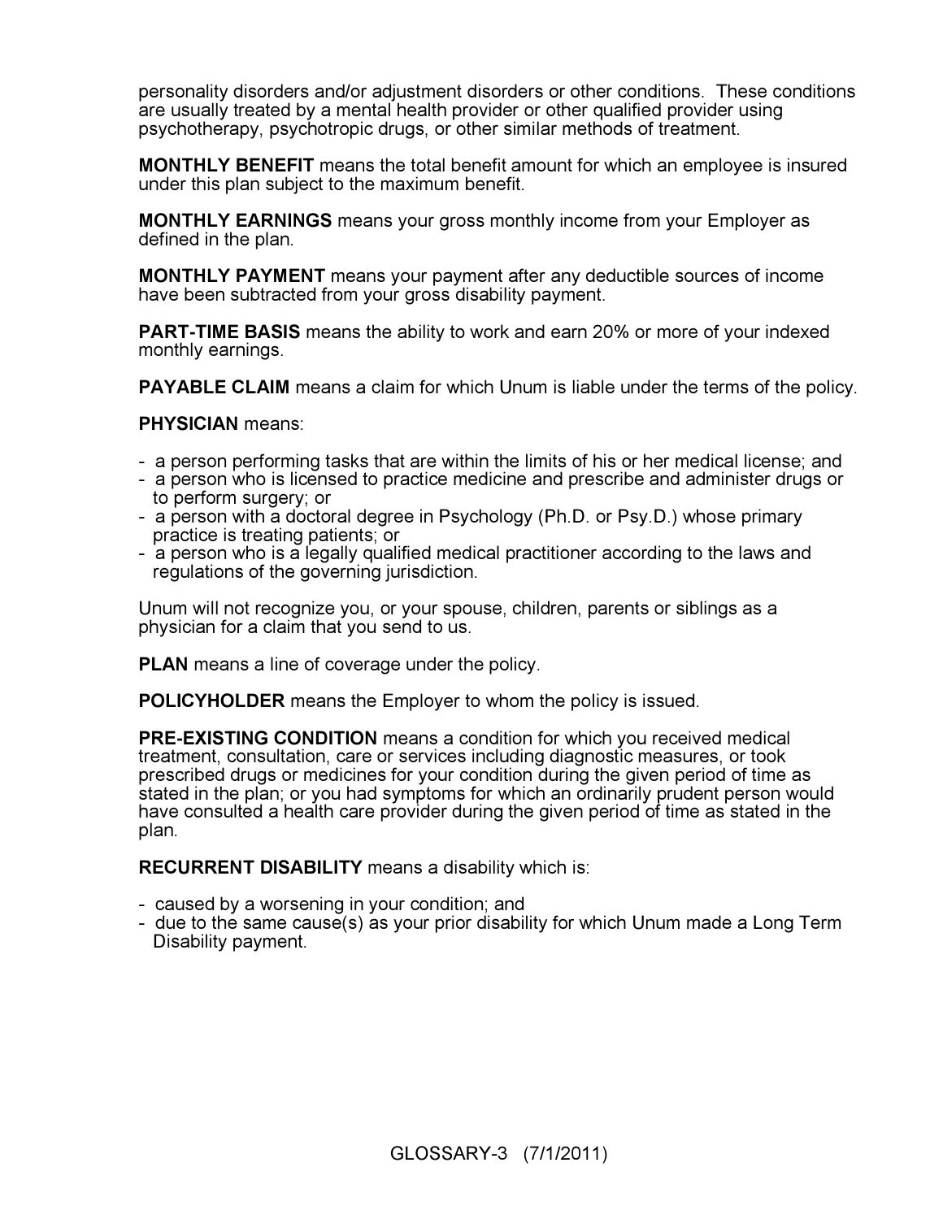personality disorders and/or adjustment disorders or other conditions. These conditions are usually treated by a mental health provider or other qualified provider using psychotherapy, psychotropic drugs, or other similar methods of treatment.

**MONTHLY BENEFIT** means the total benefit amount for which an employee is insured under this plan subject to the maximum benefit.

**MONTHLY EARNINGS** means your gross monthly income from your Employer as defined in the plan.

**MONTHLY PAYMENT** means your payment after any deductible sources of income have been subtracted from your gross disability payment.

**PART-TIME BASIS** means the ability to work and earn 20% or more of your indexed monthly earnings.

**PAYABLE CLAIM** means a claim for which Unum is liable under the terms of the policy.

**PHYSICIAN** means:

- a person performing tasks that are within the limits of his or her medical license; and
- a person who is licensed to practice medicine and prescribe and administer drugs or to perform surgery; or
- a person with a doctoral degree in Psychology (Ph.D. or Psy.D.) whose primary practice is treating patients; or
- a person who is a legally qualified medical practitioner according to the laws and regulations of the governing jurisdiction.

Unum will not recognize you, or your spouse, children, parents or siblings as a physician for a claim that you send to us.

**PLAN** means a line of coverage under the policy.

**POLICYHOLDER** means the Employer to whom the policy is issued.

**PRE-EXISTING CONDITION** means a condition for which you received medical treatment, consultation, care or services including diagnostic measures, or took prescribed drugs or medicines for your condition during the given period of time as stated in the plan; or you had symptoms for which an ordinarily prudent person would have consulted a health care provider during the given period of time as stated in the plan.

**RECURRENT DISABILITY** means a disability which is:

- caused by a worsening in your condition; and
- due to the same cause(s) as your prior disability for which Unum made a Long Term Disability payment.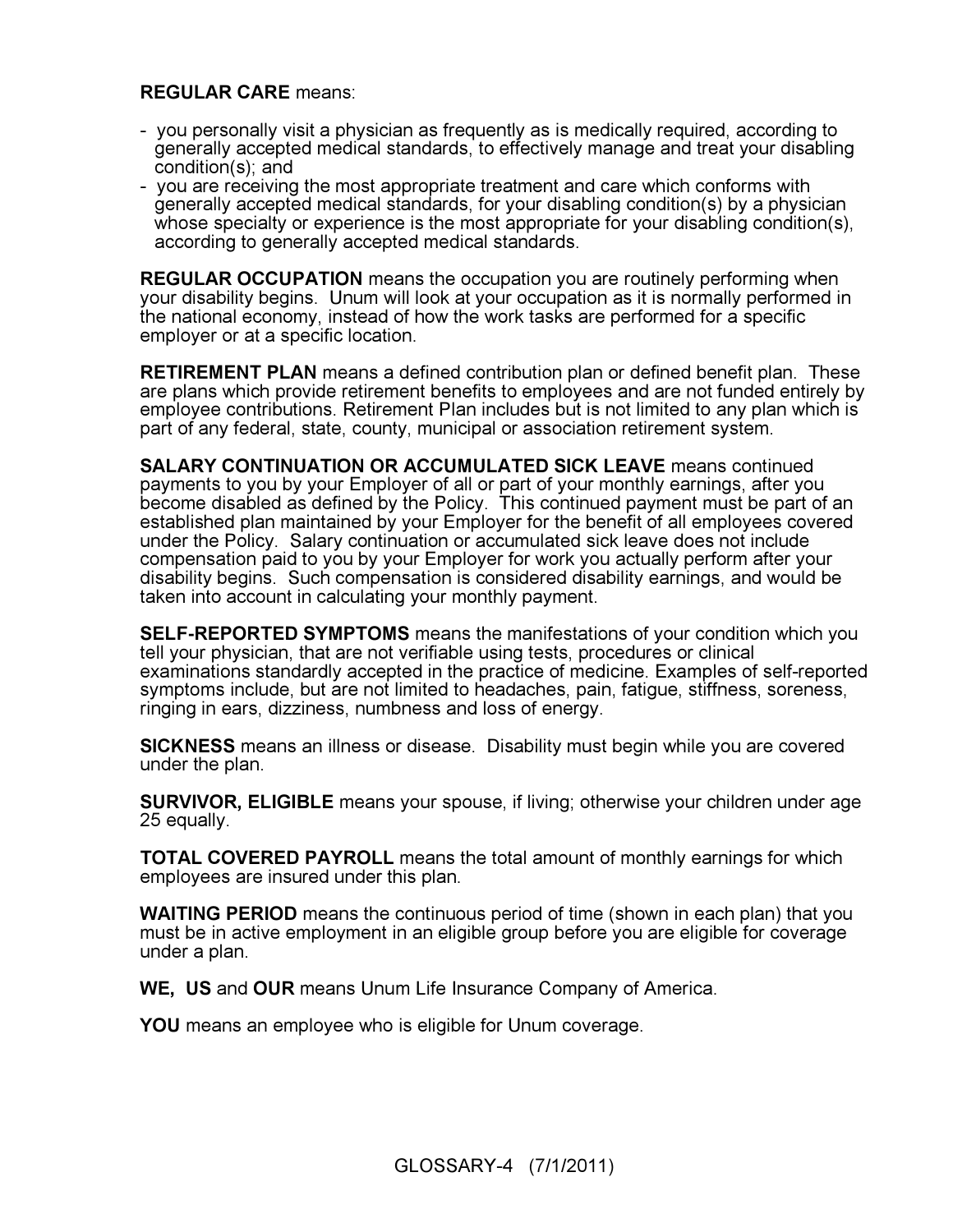**REGULAR CARE** means:

- you personally visit a physician as frequently as is medically required, according to generally accepted medical standards, to effectively manage and treat your disabling condition(s); and
- you are receiving the most appropriate treatment and care which conforms with generally accepted medical standards, for your disabling condition(s) by a physician whose specialty or experience is the most appropriate for your disabling condition(s), according to generally accepted medical standards.

**REGULAR OCCUPATION** means the occupation you are routinely performing when your disability begins. Unum will look at your occupation as it is normally performed in the national economy, instead of how the work tasks are performed for a specific employer or at a specific location.

**RETIREMENT PLAN** means a defined contribution plan or defined benefit plan. These are plans which provide retirement benefits to employees and are not funded entirely by employee contributions. Retirement Plan includes but is not limited to any plan which is part of any federal, state, county, municipal or association retirement system.

**SALARY CONTINUATION OR ACCUMULATED SICK LEAVE** means continued payments to you by your Employer of all or part of your monthly earnings, after you become disabled as defined by the Policy. This continued payment must be part of an established plan maintained by your Employer for the benefit of all employees covered under the Policy. Salary continuation or accumulated sick leave does not include compensation paid to you by your Employer for work you actually perform after your disability begins. Such compensation is considered disability earnings, and would be taken into account in calculating your monthly payment.

**SELF-REPORTED SYMPTOMS** means the manifestations of your condition which you tell your physician, that are not verifiable using tests, procedures or clinical examinations standardly accepted in the practice of medicine. Examples of self-reported symptoms include, but are not limited to headaches, pain, fatigue, stiffness, soreness, ringing in ears, dizziness, numbness and loss of energy.

**SICKNESS** means an illness or disease. Disability must begin while you are covered under the plan.

**SURVIVOR, ELIGIBLE** means your spouse, if living; otherwise your children under age 25 equally.

**TOTAL COVERED PAYROLL** means the total amount of monthly earnings for which employees are insured under this plan.

**WAITING PERIOD** means the continuous period of time (shown in each plan) that you must be in active employment in an eligible group before you are eligible for coverage under a plan.

**WE, US** and **OUR** means Unum Life Insurance Company of America.

**YOU** means an employee who is eligible for Unum coverage.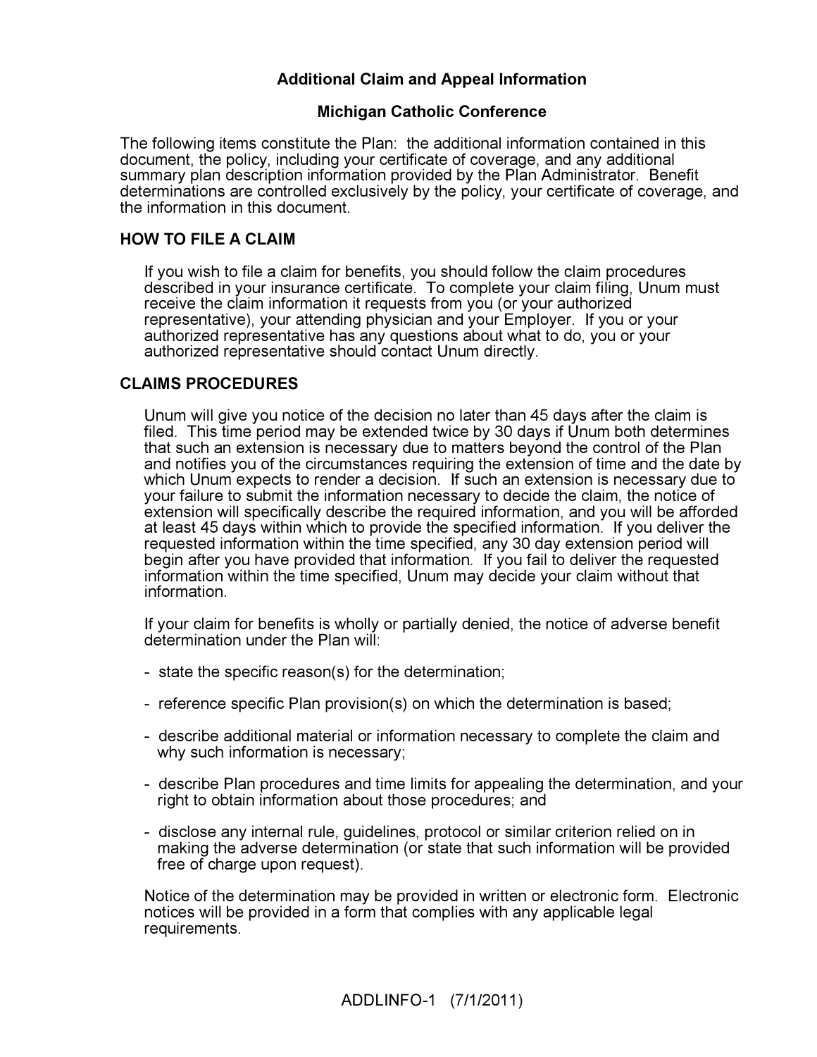# Additional Claim and Appeal Information

## Michigan Catholic Conference

The following items constitute the Plan: the additional information contained in this document, the policy, including your certificate of coverage, and any additional summary plan description information provided by the Plan Administrator. Benefit determinations are controlled exclusively by the policy, your certificate of coverage, and the information in this document.

### HOW TO FILE A CLAIM

If you wish to file a claim for benefits, you should follow the claim procedures described in your insurance certificate. To complete your claim filing, Unum must receive the claim information it requests from you (or your authorized representative), your attending physician and your Employer. If you or your authorized representative has any questions about what to do, you or your authorized representative should contact Unum directly.

### CLAIMS PROCEDURES

Unum will give you notice of the decision no later than 45 days after the claim is filed. This time period may be extended twice by 30 days if Unum both determines that such an extension is necessary due to matters beyond the control of the Plan and notifies you of the circumstances requiring the extension of time and the date by which Unum expects to render a decision. If such an extension is necessary due to your failure to submit the information necessary to decide the claim, the notice of extension will specifically describe the required information, and you will be afforded at least 45 days within which to provide the specified information. If you deliver the requested information within the time specified, any 30 day extension period will begin after you have provided that information. If you fail to deliver the requested information within the time specified, Unum may decide your claim without that information.

If your claim for benefits is wholly or partially denied, the notice of adverse benefit determination under the Plan will:

- state the specific reason(s) for the determination;
- reference specific Plan provision(s) on which the determination is based;
- describe additional material or information necessary to complete the claim and why such information is necessary;
- describe Plan procedures and time limits for appealing the determination, and your right to obtain information about those procedures; and
- disclose any internal rule, guidelines, protocol or similar criterion relied on in making the adverse determination (or state that such information will be provided free of charge upon request).

Notice of the determination may be provided in written or electronic form. Electronic notices will be provided in a form that complies with any applicable legal requirements.

ADDLINFO-1 (7/1/2011)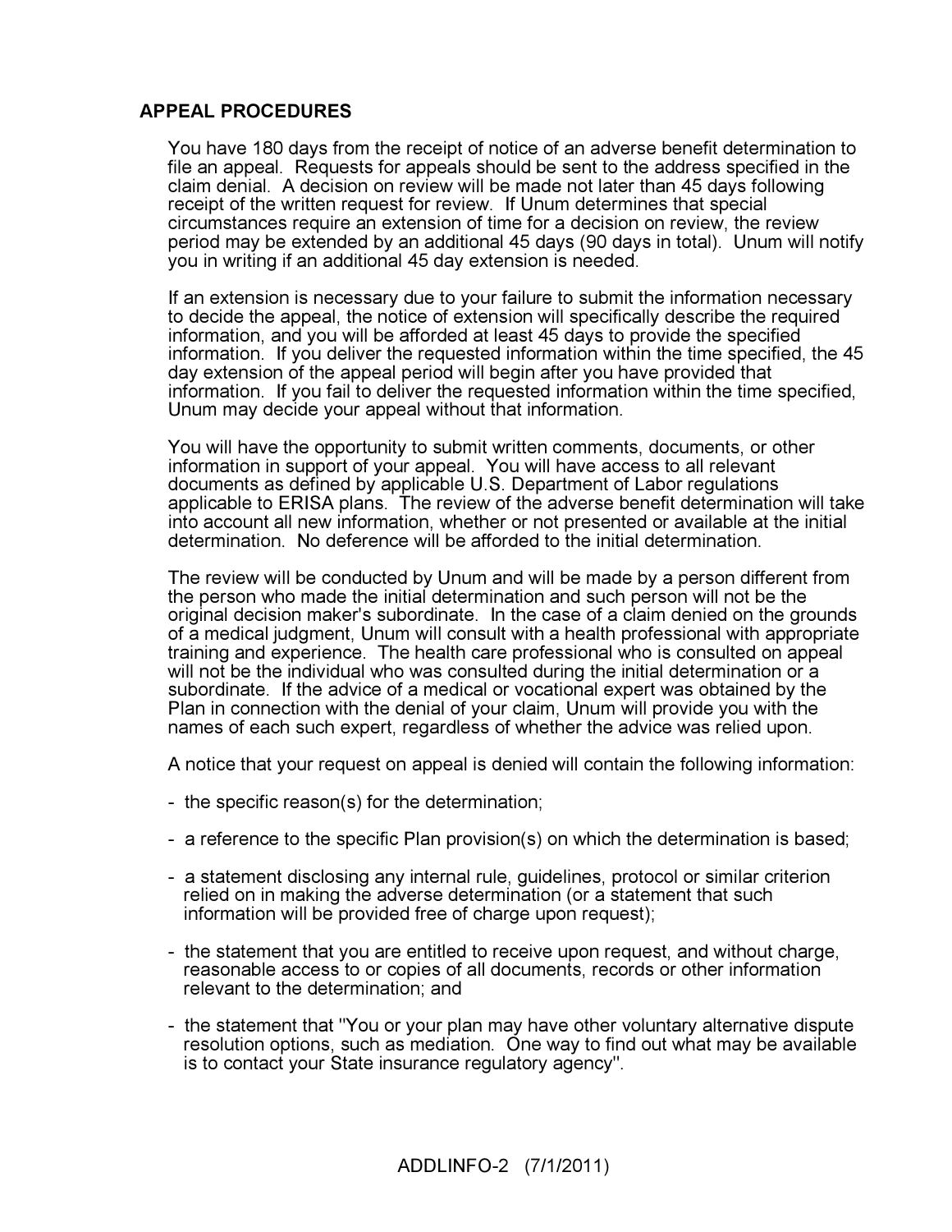## APPEAL PROCEDURES

You have 180 days from the receipt of notice of an adverse benefit determination to file an appeal. Requests for appeals should be sent to the address specified in the claim denial. A decision on review will be made not later than 45 days following receipt of the written request for review. If Unum determines that special circumstances require an extension of time for a decision on review, the review period may be extended by an additional 45 days (90 days in total). Unum will notify you in writing if an additional 45 day extension is needed.

If an extension is necessary due to your failure to submit the information necessary to decide the appeal, the notice of extension will specifically describe the required information, and you will be afforded at least 45 days to provide the specified information. If you deliver the requested information within the time specified, the 45 day extension of the appeal period will begin after you have provided that information. If you fail to deliver the requested information within the time specified, Unum may decide your appeal without that information.

You will have the opportunity to submit written comments, documents, or other information in support of your appeal. You will have access to all relevant documents as defined by applicable U.S. Department of Labor regulations applicable to ERISA plans. The review of the adverse benefit determination will take into account all new information, whether or not presented or available at the initial determination. No deference will be afforded to the initial determination.

The review will be conducted by Unum and will be made by a person different from the person who made the initial determination and such person will not be the original decision maker's subordinate. In the case of a claim denied on the grounds of a medical judgment, Unum will consult with a health professional with appropriate training and experience. The health care professional who is consulted on appeal will not be the individual who was consulted during the initial determination or a subordinate. If the advice of a medical or vocational expert was obtained by the Plan in connection with the denial of your claim, Unum will provide you with the names of each such expert, regardless of whether the advice was relied upon.

A notice that your request on appeal is denied will contain the following information:

- the specific reason(s) for the determination;
- a reference to the specific Plan provision(s) on which the determination is based;
- a statement disclosing any internal rule, guidelines, protocol or similar criterion relied on in making the adverse determination (or a statement that such information will be provided free of charge upon request);
- the statement that you are entitled to receive upon request, and without charge, reasonable access to or copies of all documents, records or other information relevant to the determination; and
- the statement that "You or your plan may have other voluntary alternative dispute resolution options, such as mediation. One way to find out what may be available is to contact your State insurance regulatory agency".

ADDLINFO-2 (7/1/2011)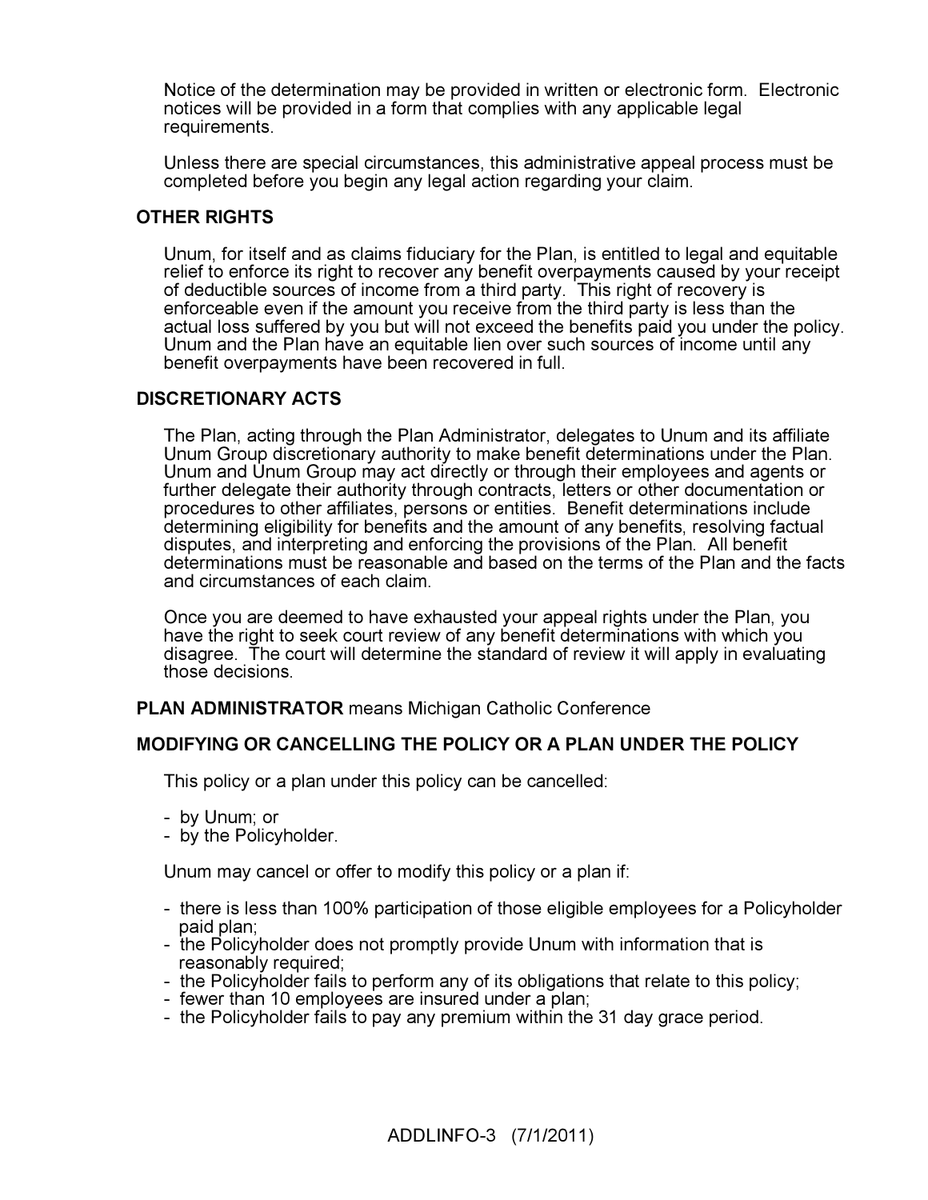Notice of the determination may be provided in written or electronic form. Electronic notices will be provided in a form that complies with any applicable legal requirements.

Unless there are special circumstances, this administrative appeal process must be completed before you begin any legal action regarding your claim.

## OTHER RIGHTS

Unum, for itself and as claims fiduciary for the Plan, is entitled to legal and equitable relief to enforce its right to recover any benefit overpayments caused by your receipt of deductible sources of income from a third party. This right of recovery is enforceable even if the amount you receive from the third party is less than the actual loss suffered by you but will not exceed the benefits paid you under the policy. Unum and the Plan have an equitable lien over such sources of income until any benefit overpayments have been recovered in full.

## DISCRETIONARY ACTS

The Plan, acting through the Plan Administrator, delegates to Unum and its affiliate Unum Group discretionary authority to make benefit determinations under the Plan. Unum and Unum Group may act directly or through their employees and agents or further delegate their authority through contracts, letters or other documentation or procedures to other affiliates, persons or entities. Benefit determinations include determining eligibility for benefits and the amount of any benefits, resolving factual disputes, and interpreting and enforcing the provisions of the Plan. All benefit determinations must be reasonable and based on the terms of the Plan and the facts and circumstances of each claim.

Once you are deemed to have exhausted your appeal rights under the Plan, you have the right to seek court review of any benefit determinations with which you disagree. The court will determine the standard of review it will apply in evaluating those decisions.

**PLAN ADMINISTRATOR** means Michigan Catholic Conference

## MODIFYING OR CANCELLING THE POLICY OR A PLAN UNDER THE POLICY

This policy or a plan under this policy can be cancelled:

- by Unum; or
- by the Policyholder.

Unum may cancel or offer to modify this policy or a plan if:

- there is less than 100% participation of those eligible employees for a Policyholder paid plan;
- the Policyholder does not promptly provide Unum with information that is reasonably required;
- the Policyholder fails to perform any of its obligations that relate to this policy;
- fewer than 10 employees are insured under a plan;
- the Policyholder fails to pay any premium within the 31 day grace period.

ADDLINFO-3 (7/1/2011)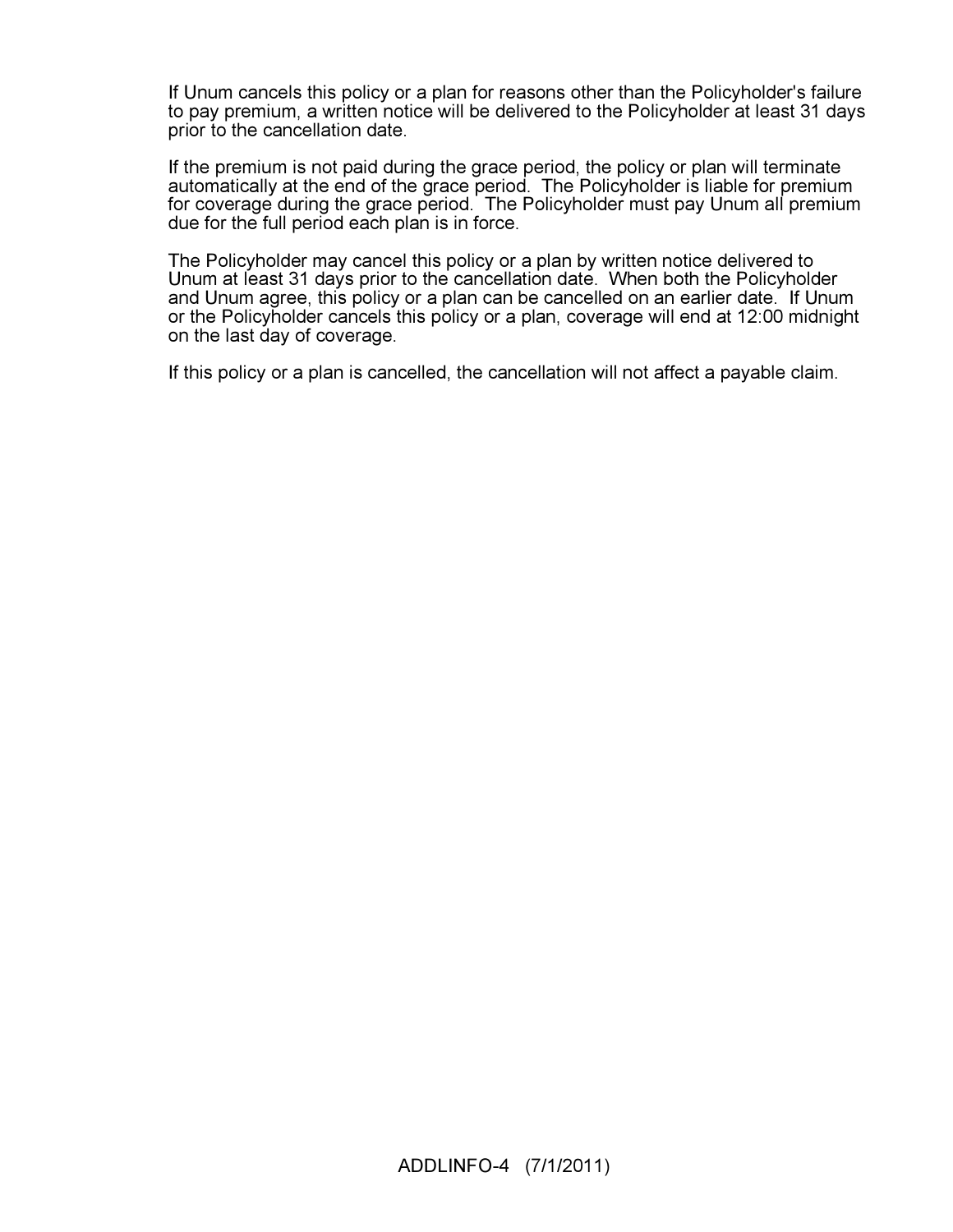If Unum cancels this policy or a plan for reasons other than the Policyholder's failure to pay premium, a written notice will be delivered to the Policyholder at least 31 days prior to the cancellation date.

If the premium is not paid during the grace period, the policy or plan will terminate automatically at the end of the grace period. The Policyholder is liable for premium for coverage during the grace period. The Policyholder must pay Unum all premium due for the full period each plan is in force.

The Policyholder may cancel this policy or a plan by written notice delivered to Unum at least 31 days prior to the cancellation date. When both the Policyholder and Unum agree, this policy or a plan can be cancelled on an earlier date. If Unum or the Policyholder cancels this policy or a plan, coverage will end at 12:00 midnight on the last day of coverage.

If this policy or a plan is cancelled, the cancellation will not affect a payable claim.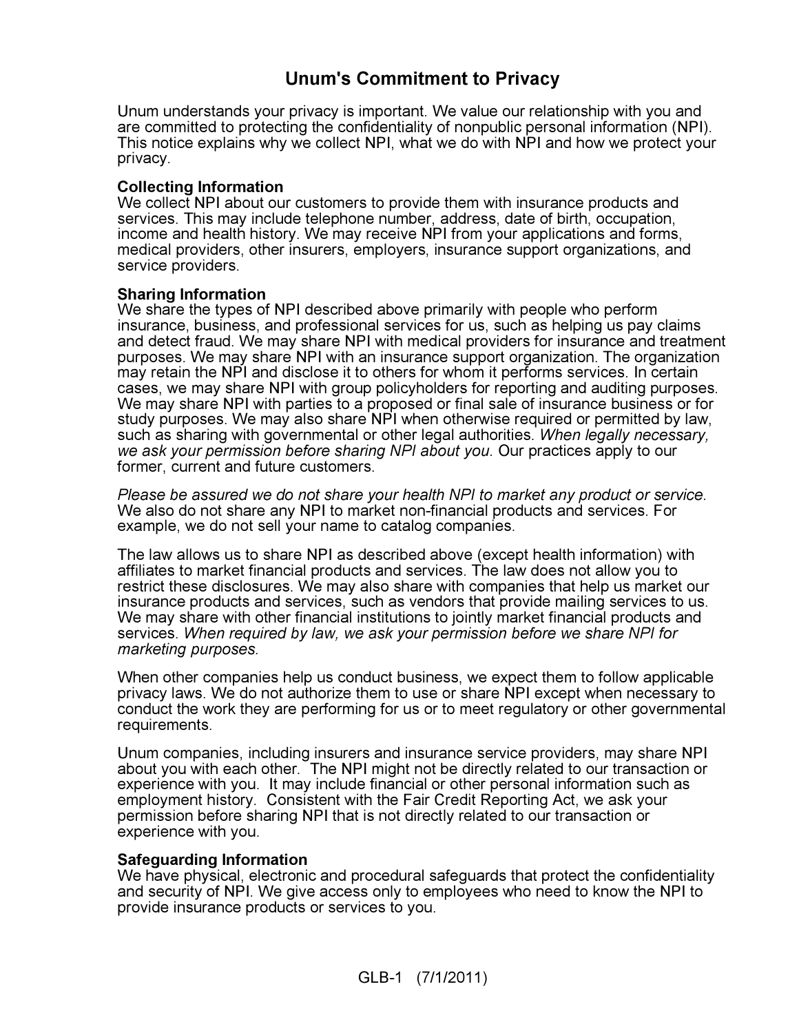# Unum's Commitment to Privacy

Unum understands your privacy is important. We value our relationship with you and are committed to protecting the confidentiality of nonpublic personal information (NPI). This notice explains why we collect NPI, what we do with NPI and how we protect your privacy.

**Collecting Information**
We collect NPI about our customers to provide them with insurance products and services. This may include telephone number, address, date of birth, occupation, income and health history. We may receive NPI from your applications and forms, medical providers, other insurers, employers, insurance support organizations, and service providers.

**Sharing Information**
We share the types of NPI described above primarily with people who perform insurance, business, and professional services for us, such as helping us pay claims and detect fraud. We may share NPI with medical providers for insurance and treatment purposes. We may share NPI with an insurance support organization. The organization may retain the NPI and disclose it to others for whom it performs services. In certain cases, we may share NPI with group policyholders for reporting and auditing purposes. We may share NPI with parties to a proposed or final sale of insurance business or for study purposes. We may also share NPI when otherwise required or permitted by law, such as sharing with governmental or other legal authorities. *When legally necessary, we ask your permission before sharing NPI about you*. Our practices apply to our former, current and future customers.

*Please be assured we do not share your health NPI to market any product or service*. We also do not share any NPI to market non-financial products and services. For example, we do not sell your name to catalog companies.

The law allows us to share NPI as described above (except health information) with affiliates to market financial products and services. The law does not allow you to restrict these disclosures. We may also share with companies that help us market our insurance products and services, such as vendors that provide mailing services to us. We may share with other financial institutions to jointly market financial products and services. *When required by law, we ask your permission before we share NPI for marketing purposes.*

When other companies help us conduct business, we expect them to follow applicable privacy laws. We do not authorize them to use or share NPI except when necessary to conduct the work they are performing for us or to meet regulatory or other governmental requirements.

Unum companies, including insurers and insurance service providers, may share NPI about you with each other. The NPI might not be directly related to our transaction or experience with you. It may include financial or other personal information such as employment history. Consistent with the Fair Credit Reporting Act, we ask your permission before sharing NPI that is not directly related to our transaction or experience with you.

**Safeguarding Information**
We have physical, electronic and procedural safeguards that protect the confidentiality and security of NPI. We give access only to employees who need to know the NPI to provide insurance products or services to you.

GLB-1 (7/1/2011)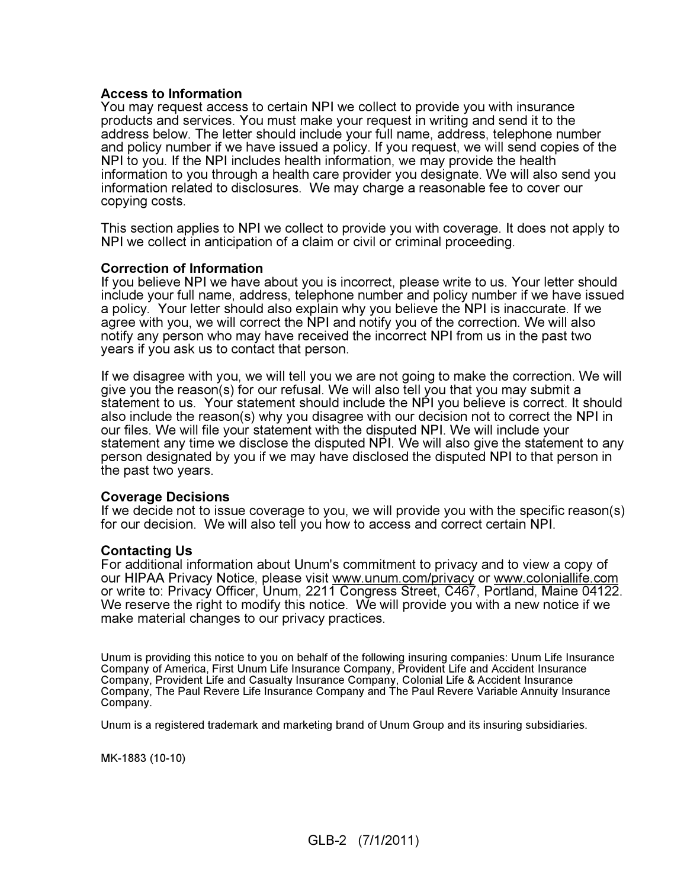**Access to Information**
You may request access to certain NPI we collect to provide you with insurance products and services. You must make your request in writing and send it to the address below. The letter should include your full name, address, telephone number and policy number if we have issued a policy. If you request, we will send copies of the NPI to you. If the NPI includes health information, we may provide the health information to you through a health care provider you designate. We will also send you information related to disclosures. We may charge a reasonable fee to cover our copying costs.

This section applies to NPI we collect to provide you with coverage. It does not apply to NPI we collect in anticipation of a claim or civil or criminal proceeding.

**Correction of Information**
If you believe NPI we have about you is incorrect, please write to us. Your letter should include your full name, address, telephone number and policy number if we have issued a policy. Your letter should also explain why you believe the NPI is inaccurate. If we agree with you, we will correct the NPI and notify you of the correction. We will also notify any person who may have received the incorrect NPI from us in the past two years if you ask us to contact that person.

If we disagree with you, we will tell you we are not going to make the correction. We will give you the reason(s) for our refusal. We will also tell you that you may submit a statement to us. Your statement should include the NPI you believe is correct. It should also include the reason(s) why you disagree with our decision not to correct the NPI in our files. We will file your statement with the disputed NPI. We will include your statement any time we disclose the disputed NPI. We will also give the statement to any person designated by you if we may have disclosed the disputed NPI to that person in the past two years.

**Coverage Decisions**
If we decide not to issue coverage to you, we will provide you with the specific reason(s) for our decision. We will also tell you how to access and correct certain NPI.

**Contacting Us**
For additional information about Unum's commitment to privacy and to view a copy of our HIPAA Privacy Notice, please visit www.unum.com/privacy or www.coloniallife.com or write to: Privacy Officer, Unum, 2211 Congress Street, C467, Portland, Maine 04122. We reserve the right to modify this notice. We will provide you with a new notice if we make material changes to our privacy practices.

Unum is providing this notice to you on behalf of the following insuring companies: Unum Life Insurance Company of America, First Unum Life Insurance Company, Provident Life and Accident Insurance Company, Provident Life and Casualty Insurance Company, Colonial Life & Accident Insurance Company, The Paul Revere Life Insurance Company and The Paul Revere Variable Annuity Insurance Company.

Unum is a registered trademark and marketing brand of Unum Group and its insuring subsidiaries.

MK-1883 (10-10)

GLB-2 (7/1/2011)